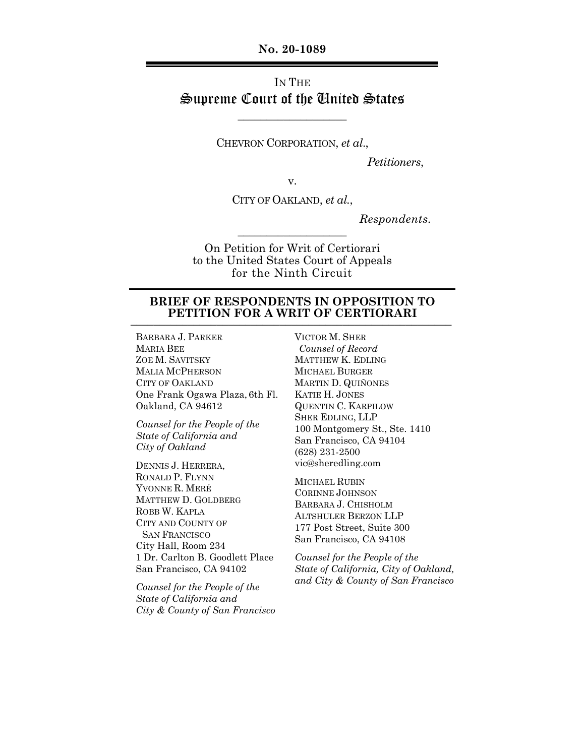**No. 20-1089**

---

IN THE

# Supreme Court of the United States

---

CHEVRON CORPORATION, *et al.*,

*Petitioners*,

v.

CITY OF OAKLAND, *et al.*,

*Respondents*.

---

On Petition for Writ of Certiorari
to the United States Court of Appeals
for the Ninth Circuit

---

## BRIEF OF RESPONDENTS IN OPPOSITION TO PETITION FOR A WRIT OF CERTIORARI

---

BARBARA J. PARKER
MARIA BEE
ZOE M. SAVITSKY
MALIA MCPHERSON
CITY OF OAKLAND
One Frank Ogawa Plaza, 6th Fl.
Oakland, CA 94612

*Counsel for the People of the State of California and City of Oakland*

DENNIS J. HERRERA,
RONALD P. FLYNN
YVONNE R. MERÉ
MATTHEW D. GOLDBERG
ROBB W. KAPLA
CITY AND COUNTY OF SAN FRANCISCO
City Hall, Room 234
1 Dr. Carlton B. Goodlett Place
San Francisco, CA 94102

*Counsel for the People of the State of California and City & County of San Francisco*

VICTOR M. SHER
*Counsel of Record*
MATTHEW K. EDLING
MICHAEL BURGER
MARTIN D. QUIÑONES
KATIE H. JONES
QUENTIN C. KARPILOW
SHER EDLING, LLP
100 Montgomery St., Ste. 1410
San Francisco, CA 94104
(628) 231-2500
vic@sheredling.com

MICHAEL RUBIN
CORINNE JOHNSON
BARBARA J. CHISHOLM
ALTSHULER BERZON LLP
177 Post Street, Suite 300
San Francisco, CA 94108

*Counsel for the People of the State of California, City of Oakland, and City & County of San Francisco*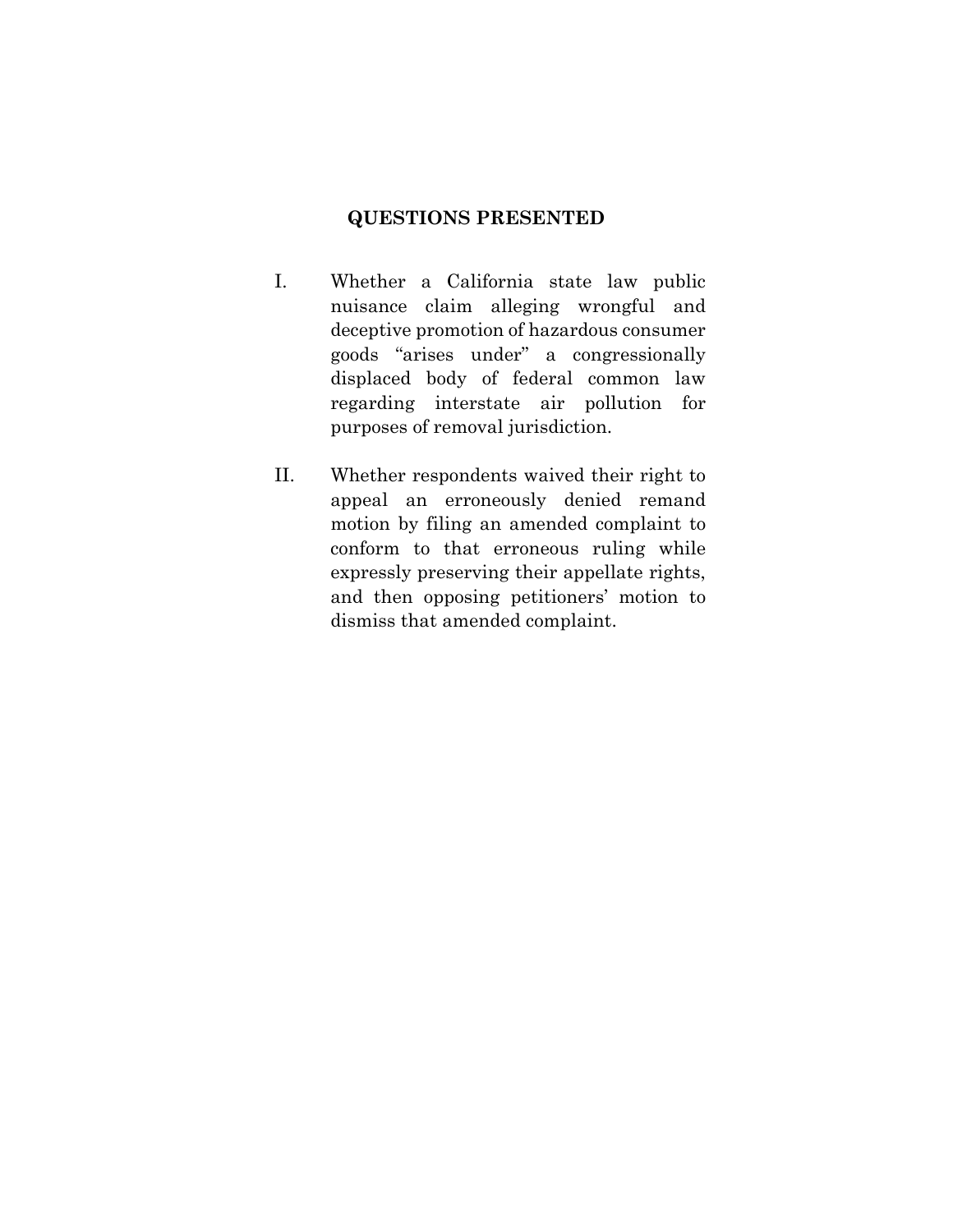## QUESTIONS PRESENTED

I. Whether a California state law public nuisance claim alleging wrongful and deceptive promotion of hazardous consumer goods "arises under" a congressionally displaced body of federal common law regarding interstate air pollution for purposes of removal jurisdiction.

II. Whether respondents waived their right to appeal an erroneously denied remand motion by filing an amended complaint to conform to that erroneous ruling while expressly preserving their appellate rights, and then opposing petitioners' motion to dismiss that amended complaint.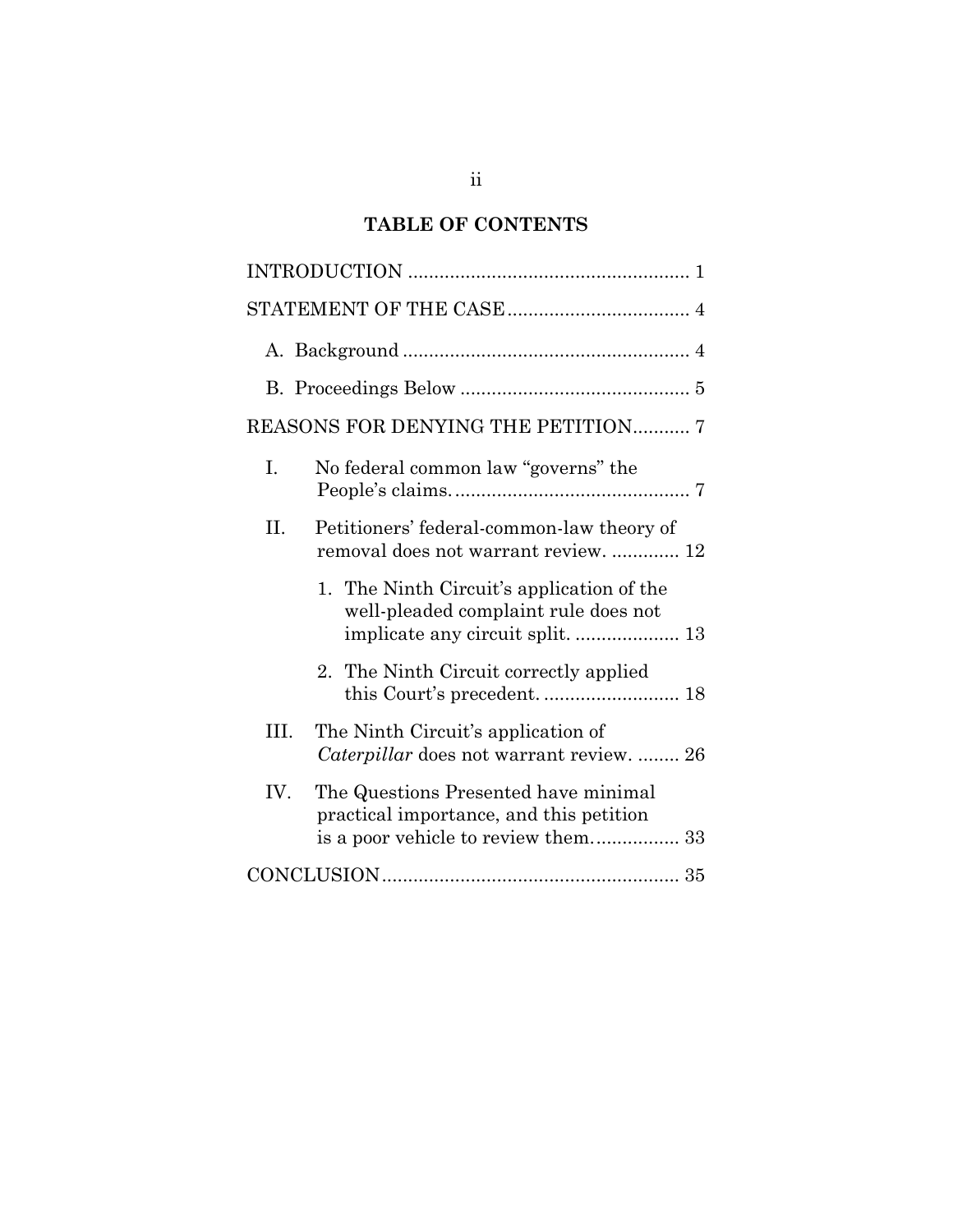# TABLE OF CONTENTS

INTRODUCTION ..................................................... 1

STATEMENT OF THE CASE .................................. 4

A. Background ...................................................... 4

B. Proceedings Below ............................................ 5

REASONS FOR DENYING THE PETITION........... 7

I. No federal common law "governs" the People's claims. ............................................ 7

II. Petitioners' federal-common-law theory of removal does not warrant review. ............. 12

1. The Ninth Circuit's application of the well-pleaded complaint rule does not implicate any circuit split. .................... 13

2. The Ninth Circuit correctly applied this Court's precedent. ......................... 18

III. The Ninth Circuit's application of *Caterpillar* does not warrant review. ........ 26

IV. The Questions Presented have minimal practical importance, and this petition is a poor vehicle to review them................ 33

CONCLUSION........................................................ 35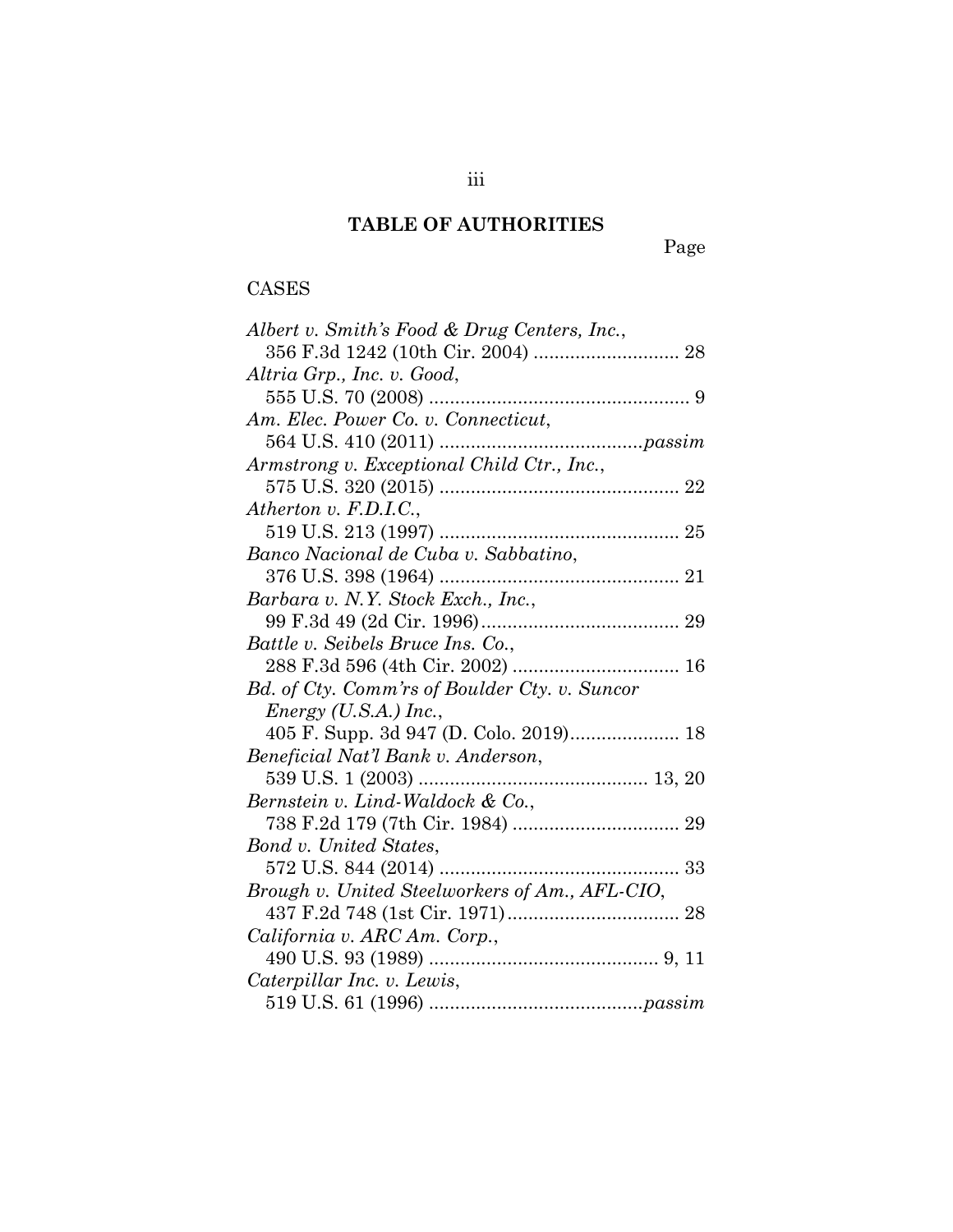# TABLE OF AUTHORITIES

Page

## CASES

*Albert v. Smith's Food & Drug Centers, Inc.*,
356 F.3d 1242 (10th Cir. 2004) ............................ 28

*Altria Grp., Inc. v. Good*,
555 U.S. 70 (2008) .................................................. 9

*Am. Elec. Power Co. v. Connecticut*,
564 U.S. 410 (2011) ......................................*passim*

*Armstrong v. Exceptional Child Ctr., Inc.*,
575 U.S. 320 (2015) ............................................. 22

*Atherton v. F.D.I.C.*,
519 U.S. 213 (1997) ............................................. 25

*Banco Nacional de Cuba v. Sabbatino*,
376 U.S. 398 (1964) ............................................. 21

*Barbara v. N.Y. Stock Exch., Inc.*,
99 F.3d 49 (2d Cir. 1996)...................................... 29

*Battle v. Seibels Bruce Ins. Co.*,
288 F.3d 596 (4th Cir. 2002) ................................ 16

*Bd. of Cty. Comm'rs of Boulder Cty. v. Suncor Energy (U.S.A.) Inc.*,
405 F. Supp. 3d 947 (D. Colo. 2019)..................... 18

*Beneficial Nat'l Bank v. Anderson*,
539 U.S. 1 (2003) ............................................ 13, 20

*Bernstein v. Lind-Waldock & Co.*,
738 F.2d 179 (7th Cir. 1984) ................................ 29

*Bond v. United States*,
572 U.S. 844 (2014) ............................................. 33

*Brough v. United Steelworkers of Am., AFL-CIO*,
437 F.2d 748 (1st Cir. 1971)................................. 28

*California v. ARC Am. Corp.*,
490 U.S. 93 (1989) ............................................ 9, 11

*Caterpillar Inc. v. Lewis*,
519 U.S. 61 (1996) .........................................*passim*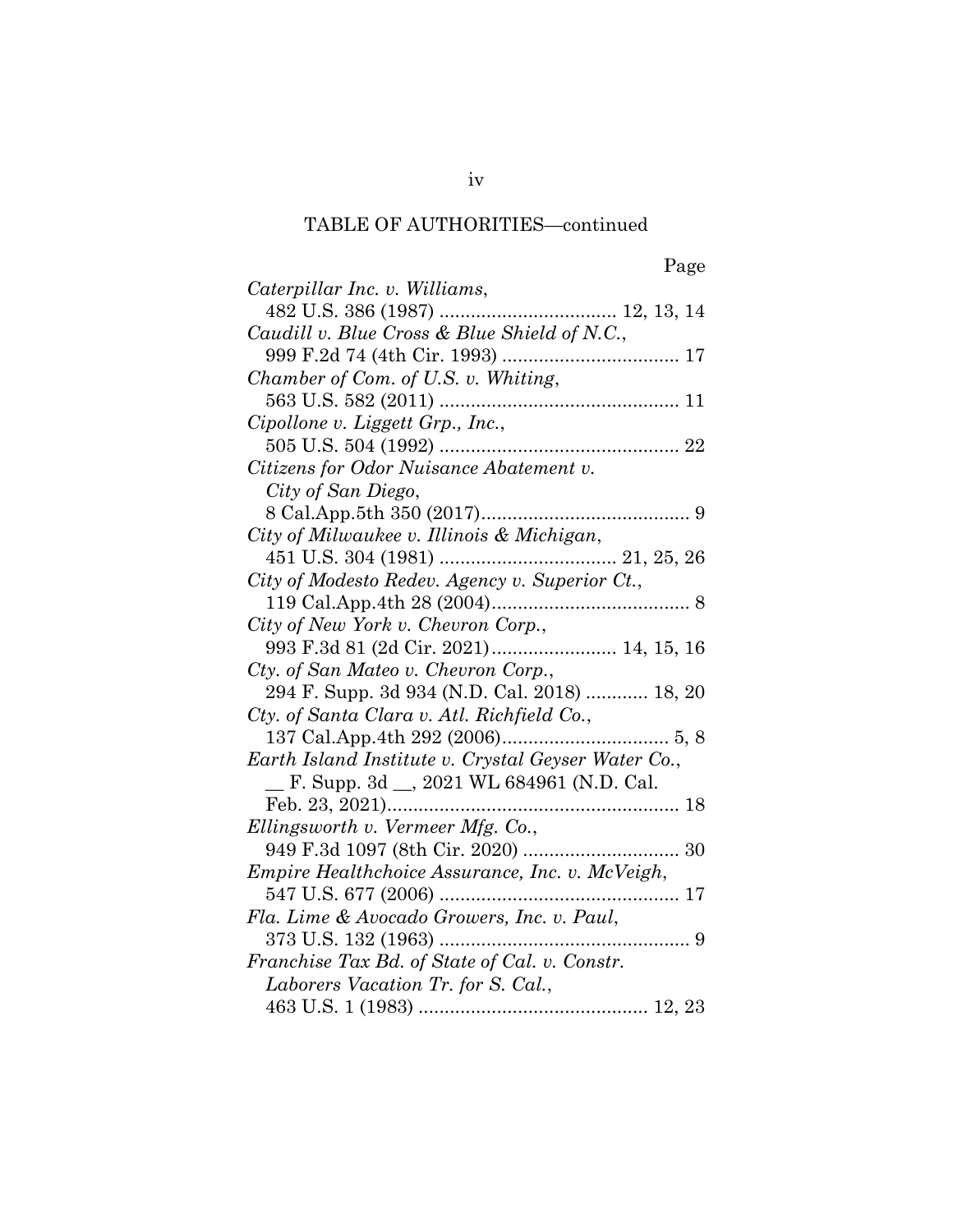TABLE OF AUTHORITIES—continued

Page

*Caterpillar Inc. v. Williams*,
482 U.S. 386 (1987) ................................. 12, 13, 14

*Caudill v. Blue Cross & Blue Shield of N.C.*,
999 F.2d 74 (4th Cir. 1993) ................................. 17

*Chamber of Com. of U.S. v. Whiting*,
563 U.S. 582 (2011) ............................................ 11

*Cipollone v. Liggett Grp., Inc.*,
505 U.S. 504 (1992) ............................................ 22

*Citizens for Odor Nuisance Abatement v. City of San Diego*,
8 Cal.App.5th 350 (2017)........................................ 9

*City of Milwaukee v. Illinois & Michigan*,
451 U.S. 304 (1981) ................................. 21, 25, 26

*City of Modesto Redev. Agency v. Superior Ct.*,
119 Cal.App.4th 28 (2004)...................................... 8

*City of New York v. Chevron Corp.*,
993 F.3d 81 (2d Cir. 2021)........................ 14, 15, 16

*Cty. of San Mateo v. Chevron Corp.*,
294 F. Supp. 3d 934 (N.D. Cal. 2018) ............ 18, 20

*Cty. of Santa Clara v. Atl. Richfield Co.*,
137 Cal.App.4th 292 (2006)................................ 5, 8

*Earth Island Institute v. Crystal Geyser Water Co.*,
__ F. Supp. 3d __, 2021 WL 684961 (N.D. Cal. Feb. 23, 2021)........................................................ 18

*Ellingsworth v. Vermeer Mfg. Co.*,
949 F.3d 1097 (8th Cir. 2020) ............................. 30

*Empire Healthchoice Assurance, Inc. v. McVeigh*,
547 U.S. 677 (2006) ............................................ 17

*Fla. Lime & Avocado Growers, Inc. v. Paul*,
373 U.S. 132 (1963) .............................................. 9

*Franchise Tax Bd. of State of Cal. v. Constr. Laborers Vacation Tr. for S. Cal.*,
463 U.S. 1 (1983) ........................................... 12, 23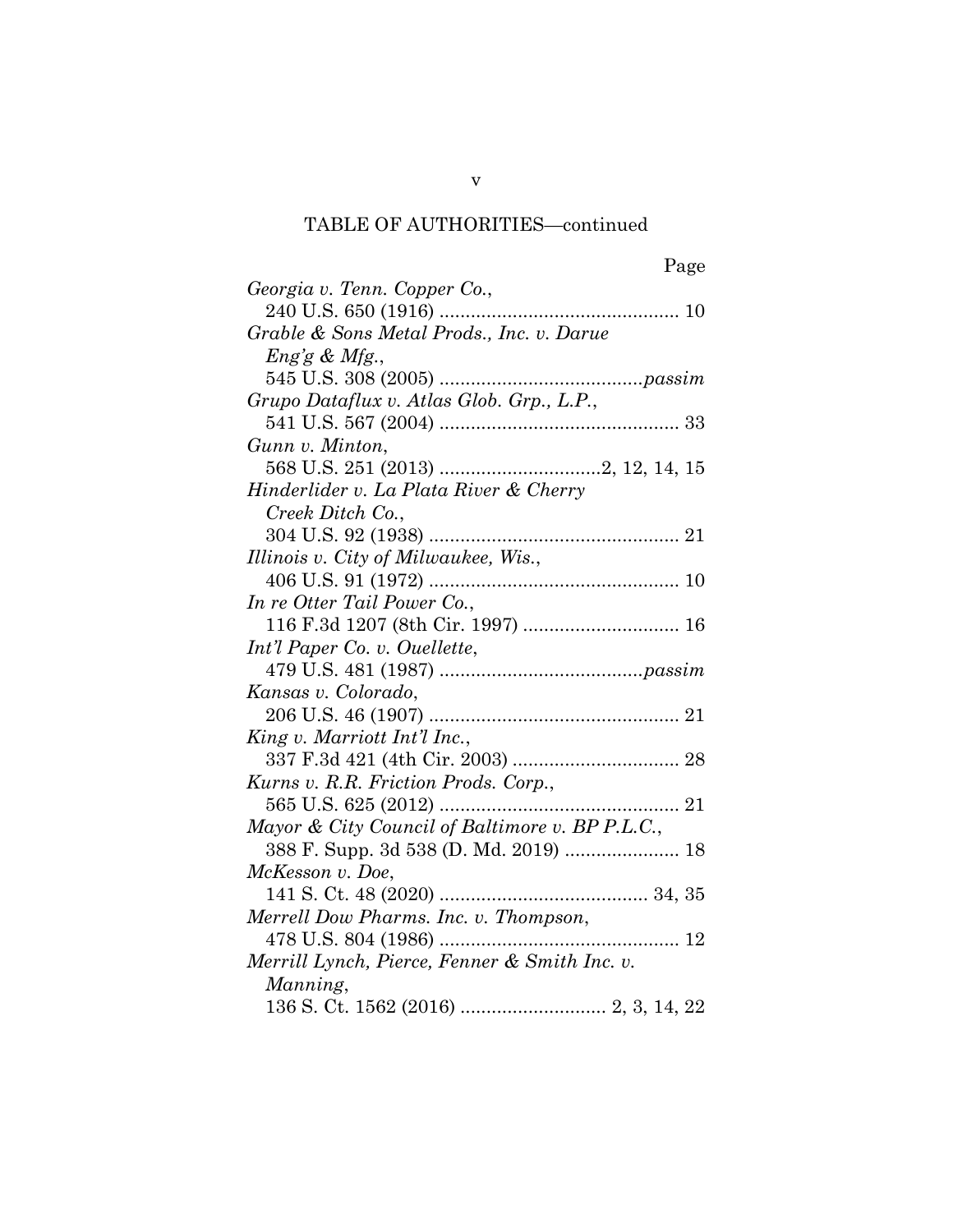TABLE OF AUTHORITIES—continued

| | Page |
|---|---|
| *Georgia v. Tenn. Copper Co.*, 240 U.S. 650 (1916) | 10 |
| *Grable & Sons Metal Prods., Inc. v. Darue Eng'g & Mfg.*, 545 U.S. 308 (2005) | *passim* |
| *Grupo Dataflux v. Atlas Glob. Grp., L.P.*, 541 U.S. 567 (2004) | 33 |
| *Gunn v. Minton*, 568 U.S. 251 (2013) | 2, 12, 14, 15 |
| *Hinderlider v. La Plata River & Cherry Creek Ditch Co.*, 304 U.S. 92 (1938) | 21 |
| *Illinois v. City of Milwaukee, Wis.*, 406 U.S. 91 (1972) | 10 |
| *In re Otter Tail Power Co.*, 116 F.3d 1207 (8th Cir. 1997) | 16 |
| *Int'l Paper Co. v. Ouellette*, 479 U.S. 481 (1987) | *passim* |
| *Kansas v. Colorado*, 206 U.S. 46 (1907) | 21 |
| *King v. Marriott Int'l Inc.*, 337 F.3d 421 (4th Cir. 2003) | 28 |
| *Kurns v. R.R. Friction Prods. Corp.*, 565 U.S. 625 (2012) | 21 |
| *Mayor & City Council of Baltimore v. BP P.L.C.*, 388 F. Supp. 3d 538 (D. Md. 2019) | 18 |
| *McKesson v. Doe*, 141 S. Ct. 48 (2020) | 34, 35 |
| *Merrell Dow Pharms. Inc. v. Thompson*, 478 U.S. 804 (1986) | 12 |
| *Merrill Lynch, Pierce, Fenner & Smith Inc. v. Manning*, 136 S. Ct. 1562 (2016) | 2, 3, 14, 22 |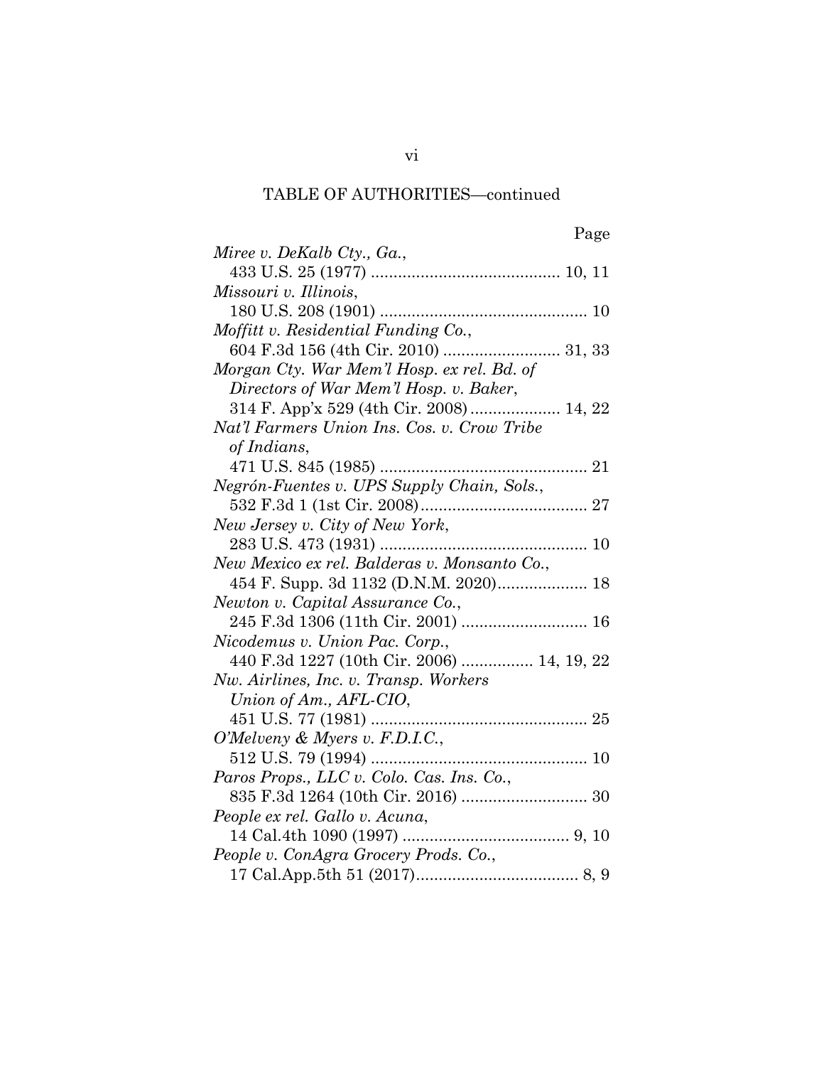## TABLE OF AUTHORITIES—continued

Page

*Miree v. DeKalb Cty., Ga.*,
433 U.S. 25 (1977) .......................................... 10, 11

*Missouri v. Illinois*,
180 U.S. 208 (1901) .............................................. 10

*Moffitt v. Residential Funding Co.*,
604 F.3d 156 (4th Cir. 2010) .......................... 31, 33

*Morgan Cty. War Mem'l Hosp. ex rel. Bd. of Directors of War Mem'l Hosp. v. Baker*,
314 F. App'x 529 (4th Cir. 2008).................... 14, 22

*Nat'l Farmers Union Ins. Cos. v. Crow Tribe of Indians*,
471 U.S. 845 (1985) .............................................. 21

*Negrón-Fuentes v. UPS Supply Chain, Sols.*,
532 F.3d 1 (1st Cir. 2008)..................................... 27

*New Jersey v. City of New York*,
283 U.S. 473 (1931) .............................................. 10

*New Mexico ex rel. Balderas v. Monsanto Co.*,
454 F. Supp. 3d 1132 (D.N.M. 2020).................... 18

*Newton v. Capital Assurance Co.*,
245 F.3d 1306 (11th Cir. 2001) ............................ 16

*Nicodemus v. Union Pac. Corp.*,
440 F.3d 1227 (10th Cir. 2006) ................ 14, 19, 22

*Nw. Airlines, Inc. v. Transp. Workers Union of Am., AFL-CIO*,
451 U.S. 77 (1981) ................................................ 25

*O'Melveny & Myers v. F.D.I.C.*,
512 U.S. 79 (1994) ................................................ 10

*Paros Props., LLC v. Colo. Cas. Ins. Co.*,
835 F.3d 1264 (10th Cir. 2016) ............................ 30

*People ex rel. Gallo v. Acuna*,
14 Cal.4th 1090 (1997) ..................................... 9, 10

*People v. ConAgra Grocery Prods. Co.*,
17 Cal.App.5th 51 (2017).................................... 8, 9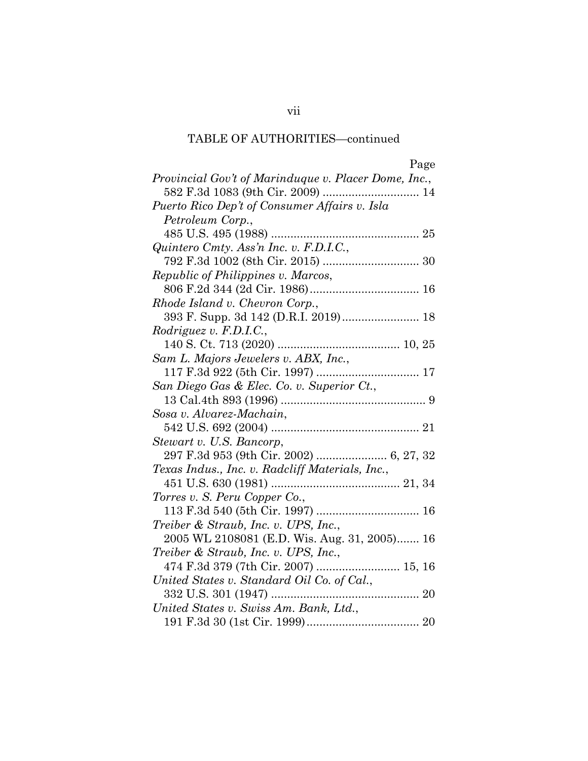## TABLE OF AUTHORITIES—continued

| | Page |
|---|---|
| *Provincial Gov't of Marinduque v. Placer Dome, Inc.*, 582 F.3d 1083 (9th Cir. 2009) | 14 |
| *Puerto Rico Dep't of Consumer Affairs v. Isla Petroleum Corp.*, 485 U.S. 495 (1988) | 25 |
| *Quintero Cmty. Ass'n Inc. v. F.D.I.C.*, 792 F.3d 1002 (8th Cir. 2015) | 30 |
| *Republic of Philippines v. Marcos*, 806 F.2d 344 (2d Cir. 1986) | 16 |
| *Rhode Island v. Chevron Corp.*, 393 F. Supp. 3d 142 (D.R.I. 2019) | 18 |
| *Rodriguez v. F.D.I.C.*, 140 S. Ct. 713 (2020) | 10, 25 |
| *Sam L. Majors Jewelers v. ABX, Inc.*, 117 F.3d 922 (5th Cir. 1997) | 17 |
| *San Diego Gas & Elec. Co. v. Superior Ct.*, 13 Cal.4th 893 (1996) | 9 |
| *Sosa v. Alvarez-Machain*, 542 U.S. 692 (2004) | 21 |
| *Stewart v. U.S. Bancorp*, 297 F.3d 953 (9th Cir. 2002) | 6, 27, 32 |
| *Texas Indus., Inc. v. Radcliff Materials, Inc.*, 451 U.S. 630 (1981) | 21, 34 |
| *Torres v. S. Peru Copper Co.*, 113 F.3d 540 (5th Cir. 1997) | 16 |
| *Treiber & Straub, Inc. v. UPS, Inc.*, 2005 WL 2108081 (E.D. Wis. Aug. 31, 2005) | 16 |
| *Treiber & Straub, Inc. v. UPS, Inc.*, 474 F.3d 379 (7th Cir. 2007) | 15, 16 |
| *United States v. Standard Oil Co. of Cal.*, 332 U.S. 301 (1947) | 20 |
| *United States v. Swiss Am. Bank, Ltd.*, 191 F.3d 30 (1st Cir. 1999) | 20 |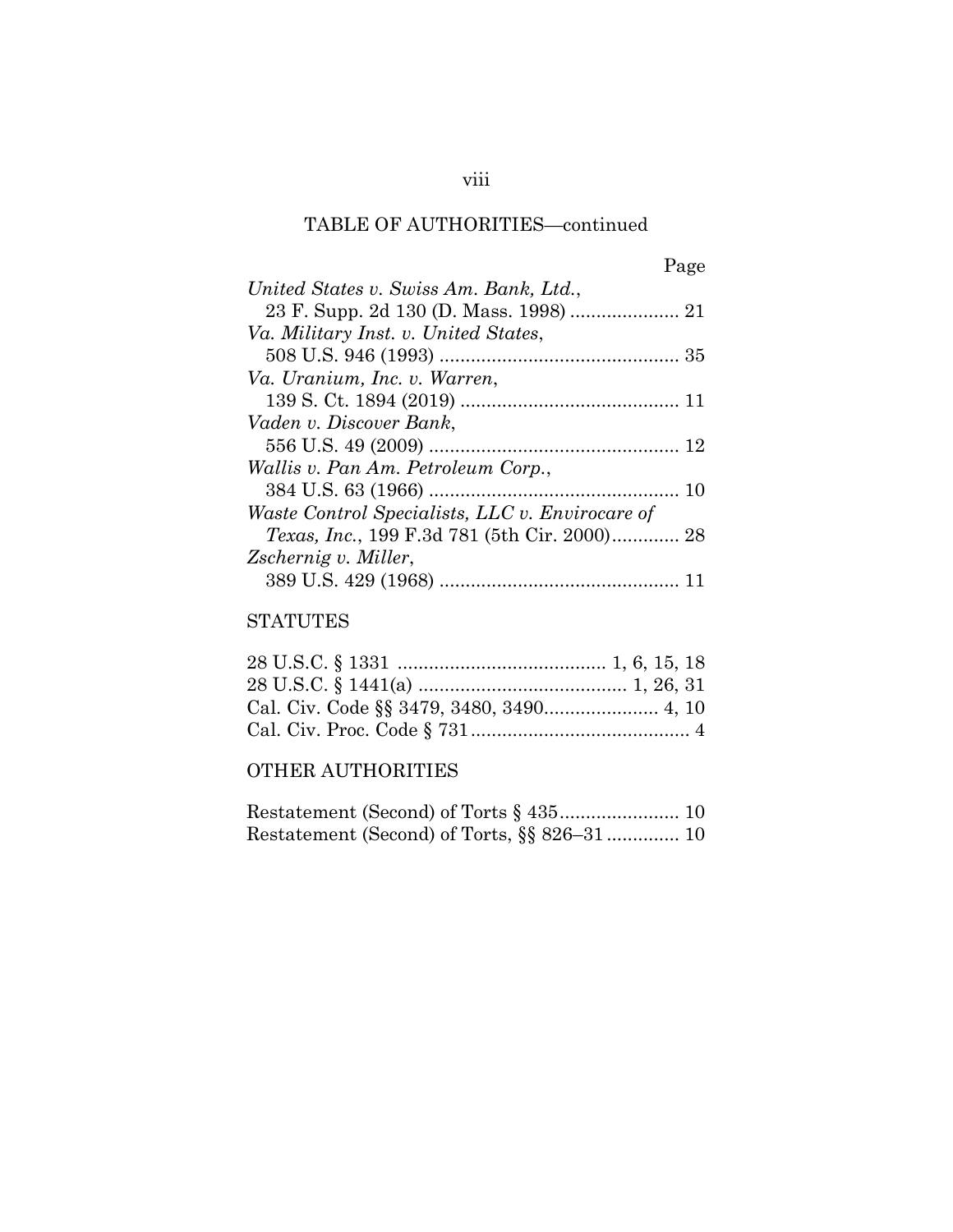## TABLE OF AUTHORITIES—continued

Page

*United States v. Swiss Am. Bank, Ltd.*,
23 F. Supp. 2d 130 (D. Mass. 1998) .................... 21

*Va. Military Inst. v. United States*,
508 U.S. 946 (1993) ............................................. 35

*Va. Uranium, Inc. v. Warren*,
139 S. Ct. 1894 (2019) ......................................... 11

*Vaden v. Discover Bank*,
556 U.S. 49 (2009) ............................................... 12

*Wallis v. Pan Am. Petroleum Corp.*,
384 U.S. 63 (1966) ............................................... 10

*Waste Control Specialists, LLC v. Envirocare of Texas, Inc.*, 199 F.3d 781 (5th Cir. 2000)............ 28

*Zschernig v. Miller*,
389 U.S. 429 (1968) ............................................. 11

## STATUTES

28 U.S.C. § 1331 ....................................... 1, 6, 15, 18
28 U.S.C. § 1441(a) ....................................... 1, 26, 31
Cal. Civ. Code §§ 3479, 3480, 3490..................... 4, 10
Cal. Civ. Proc. Code § 731......................................... 4

## OTHER AUTHORITIES

Restatement (Second) of Torts § 435...................... 10
Restatement (Second) of Torts, §§ 826–31 ............. 10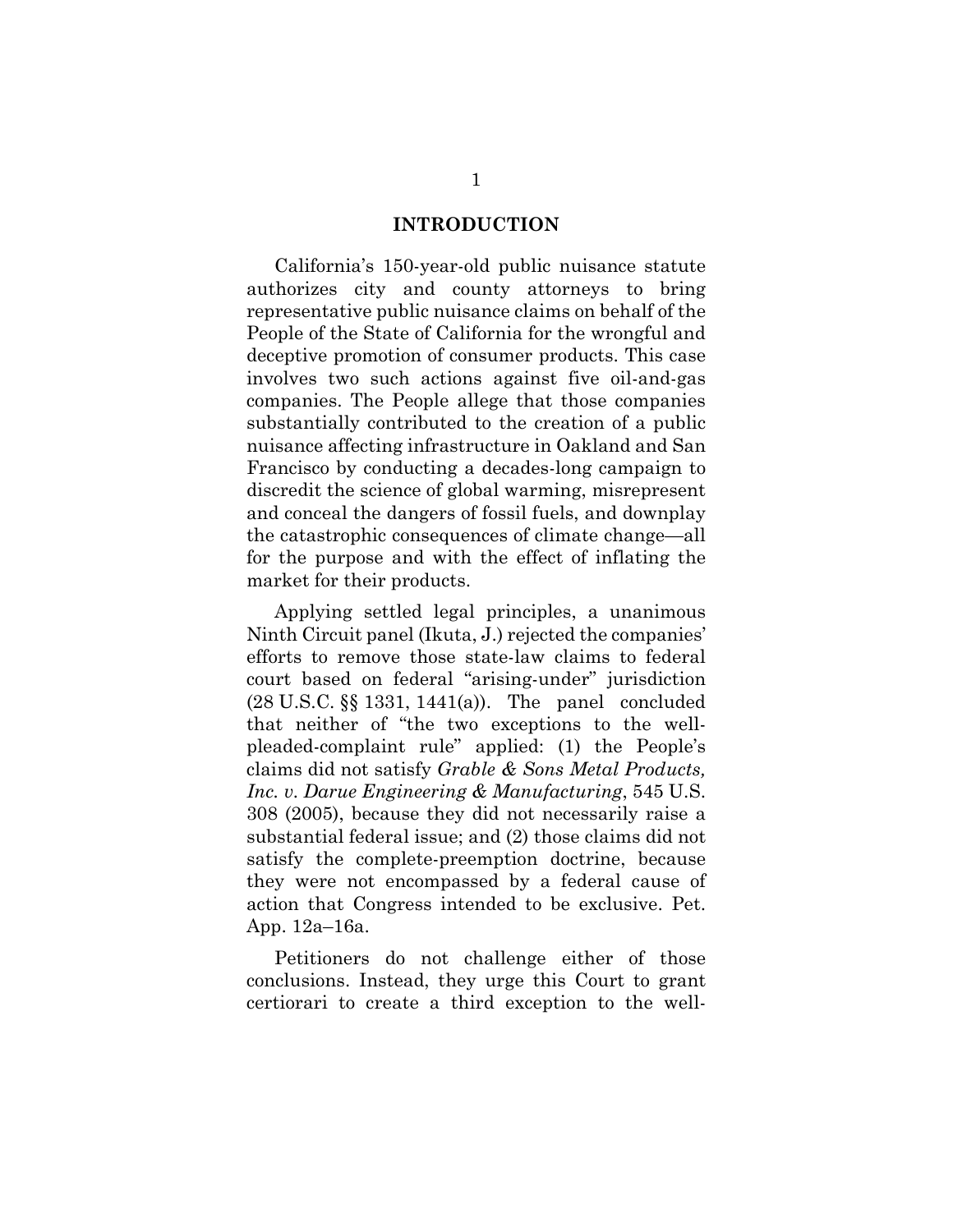# INTRODUCTION

California's 150-year-old public nuisance statute authorizes city and county attorneys to bring representative public nuisance claims on behalf of the People of the State of California for the wrongful and deceptive promotion of consumer products. This case involves two such actions against five oil-and-gas companies. The People allege that those companies substantially contributed to the creation of a public nuisance affecting infrastructure in Oakland and San Francisco by conducting a decades-long campaign to discredit the science of global warming, misrepresent and conceal the dangers of fossil fuels, and downplay the catastrophic consequences of climate change—all for the purpose and with the effect of inflating the market for their products.

Applying settled legal principles, a unanimous Ninth Circuit panel (Ikuta, J.) rejected the companies' efforts to remove those state-law claims to federal court based on federal "arising-under" jurisdiction (28 U.S.C. §§ 1331, 1441(a)). The panel concluded that neither of "the two exceptions to the well-pleaded-complaint rule" applied: (1) the People's claims did not satisfy *Grable & Sons Metal Products, Inc. v. Darue Engineering & Manufacturing*, 545 U.S. 308 (2005), because they did not necessarily raise a substantial federal issue; and (2) those claims did not satisfy the complete-preemption doctrine, because they were not encompassed by a federal cause of action that Congress intended to be exclusive. Pet. App. 12a–16a.

Petitioners do not challenge either of those conclusions. Instead, they urge this Court to grant certiorari to create a third exception to the well-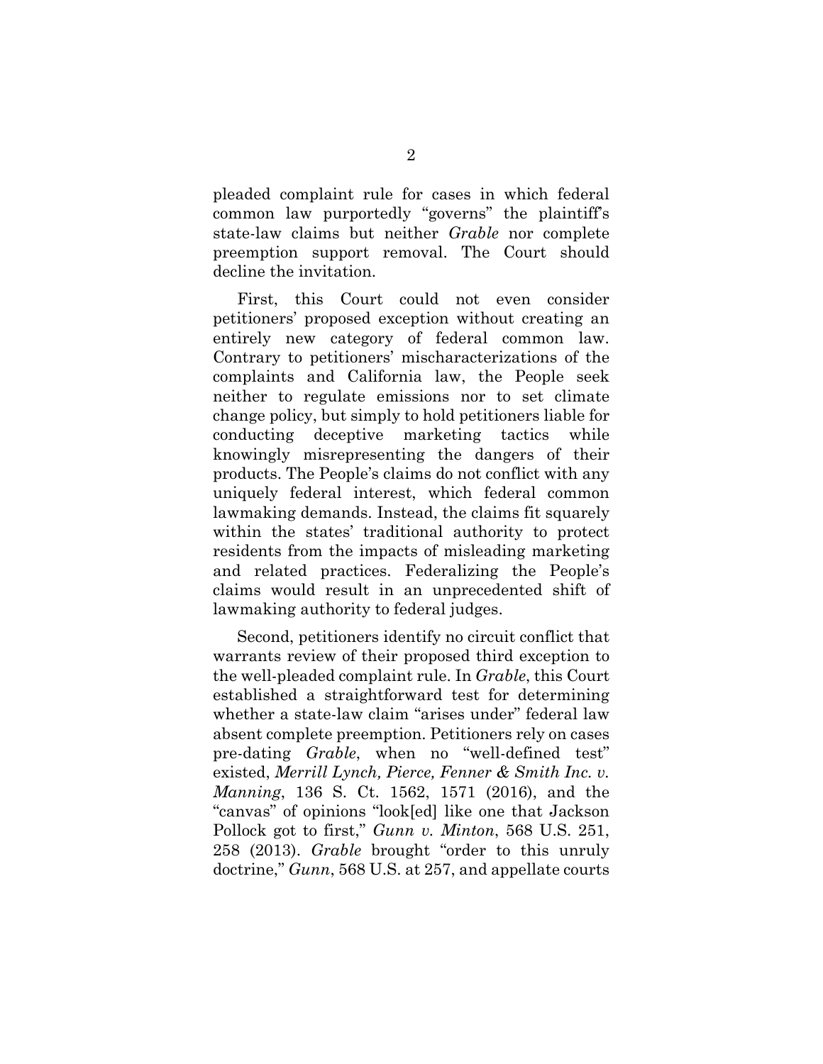pleaded complaint rule for cases in which federal common law purportedly "governs" the plaintiff's state-law claims but neither *Grable* nor complete preemption support removal. The Court should decline the invitation.

First, this Court could not even consider petitioners' proposed exception without creating an entirely new category of federal common law. Contrary to petitioners' mischaracterizations of the complaints and California law, the People seek neither to regulate emissions nor to set climate change policy, but simply to hold petitioners liable for conducting deceptive marketing tactics while knowingly misrepresenting the dangers of their products. The People's claims do not conflict with any uniquely federal interest, which federal common lawmaking demands. Instead, the claims fit squarely within the states' traditional authority to protect residents from the impacts of misleading marketing and related practices. Federalizing the People's claims would result in an unprecedented shift of lawmaking authority to federal judges.

Second, petitioners identify no circuit conflict that warrants review of their proposed third exception to the well-pleaded complaint rule. In *Grable*, this Court established a straightforward test for determining whether a state-law claim "arises under" federal law absent complete preemption. Petitioners rely on cases pre-dating *Grable*, when no "well-defined test" existed, *Merrill Lynch, Pierce, Fenner & Smith Inc. v. Manning*, 136 S. Ct. 1562, 1571 (2016), and the "canvas" of opinions "look[ed] like one that Jackson Pollock got to first," *Gunn v. Minton*, 568 U.S. 251, 258 (2013). *Grable* brought "order to this unruly doctrine," *Gunn*, 568 U.S. at 257, and appellate courts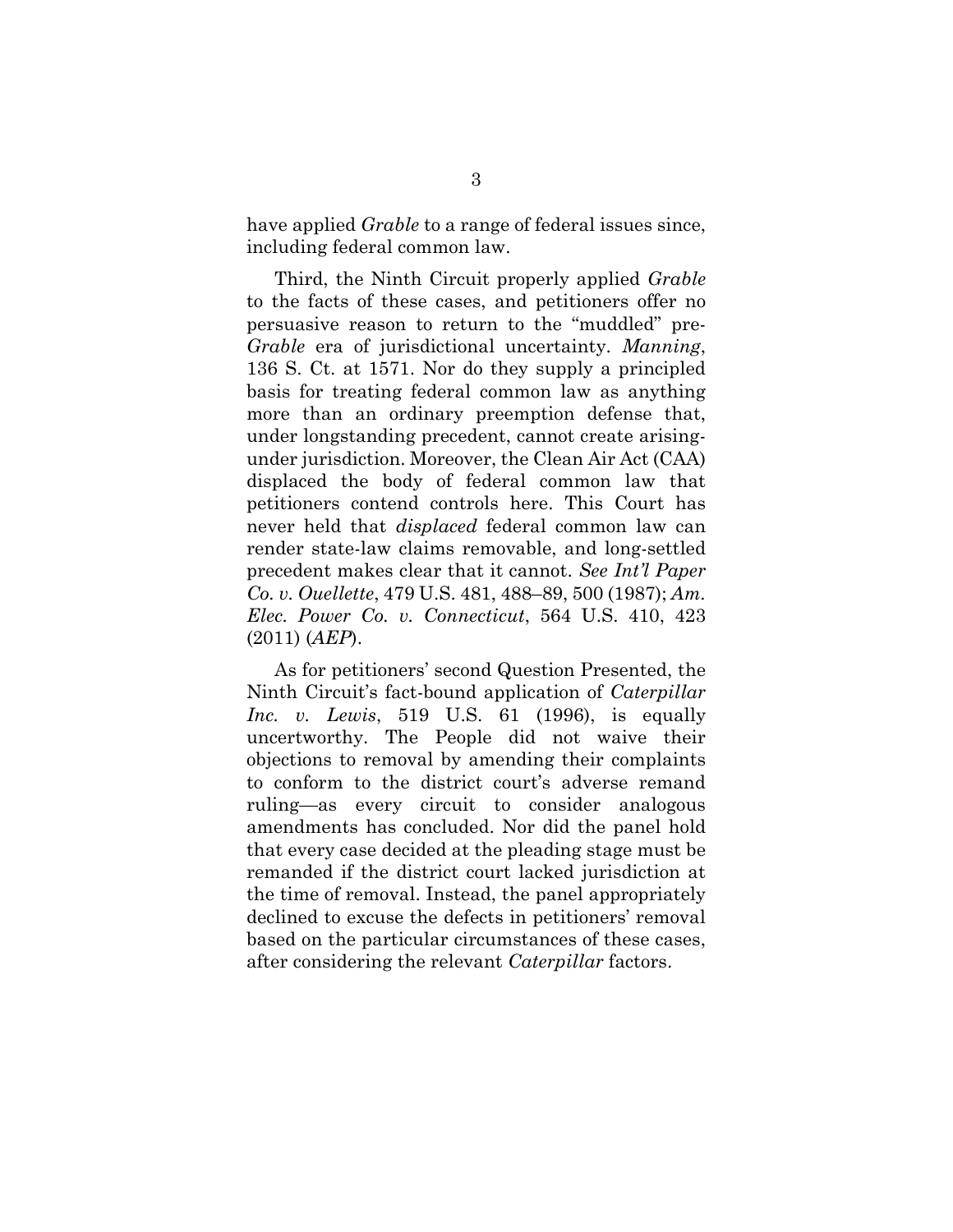have applied *Grable* to a range of federal issues since, including federal common law.

Third, the Ninth Circuit properly applied *Grable* to the facts of these cases, and petitioners offer no persuasive reason to return to the "muddled" pre-*Grable* era of jurisdictional uncertainty. *Manning*, 136 S. Ct. at 1571. Nor do they supply a principled basis for treating federal common law as anything more than an ordinary preemption defense that, under longstanding precedent, cannot create arising-under jurisdiction. Moreover, the Clean Air Act (CAA) displaced the body of federal common law that petitioners contend controls here. This Court has never held that *displaced* federal common law can render state-law claims removable, and long-settled precedent makes clear that it cannot. *See Int'l Paper Co. v. Ouellette*, 479 U.S. 481, 488–89, 500 (1987); *Am. Elec. Power Co. v. Connecticut*, 564 U.S. 410, 423 (2011) (*AEP*).

As for petitioners' second Question Presented, the Ninth Circuit's fact-bound application of *Caterpillar Inc. v. Lewis*, 519 U.S. 61 (1996), is equally uncertworthy. The People did not waive their objections to removal by amending their complaints to conform to the district court's adverse remand ruling—as every circuit to consider analogous amendments has concluded. Nor did the panel hold that every case decided at the pleading stage must be remanded if the district court lacked jurisdiction at the time of removal. Instead, the panel appropriately declined to excuse the defects in petitioners' removal based on the particular circumstances of these cases, after considering the relevant *Caterpillar* factors.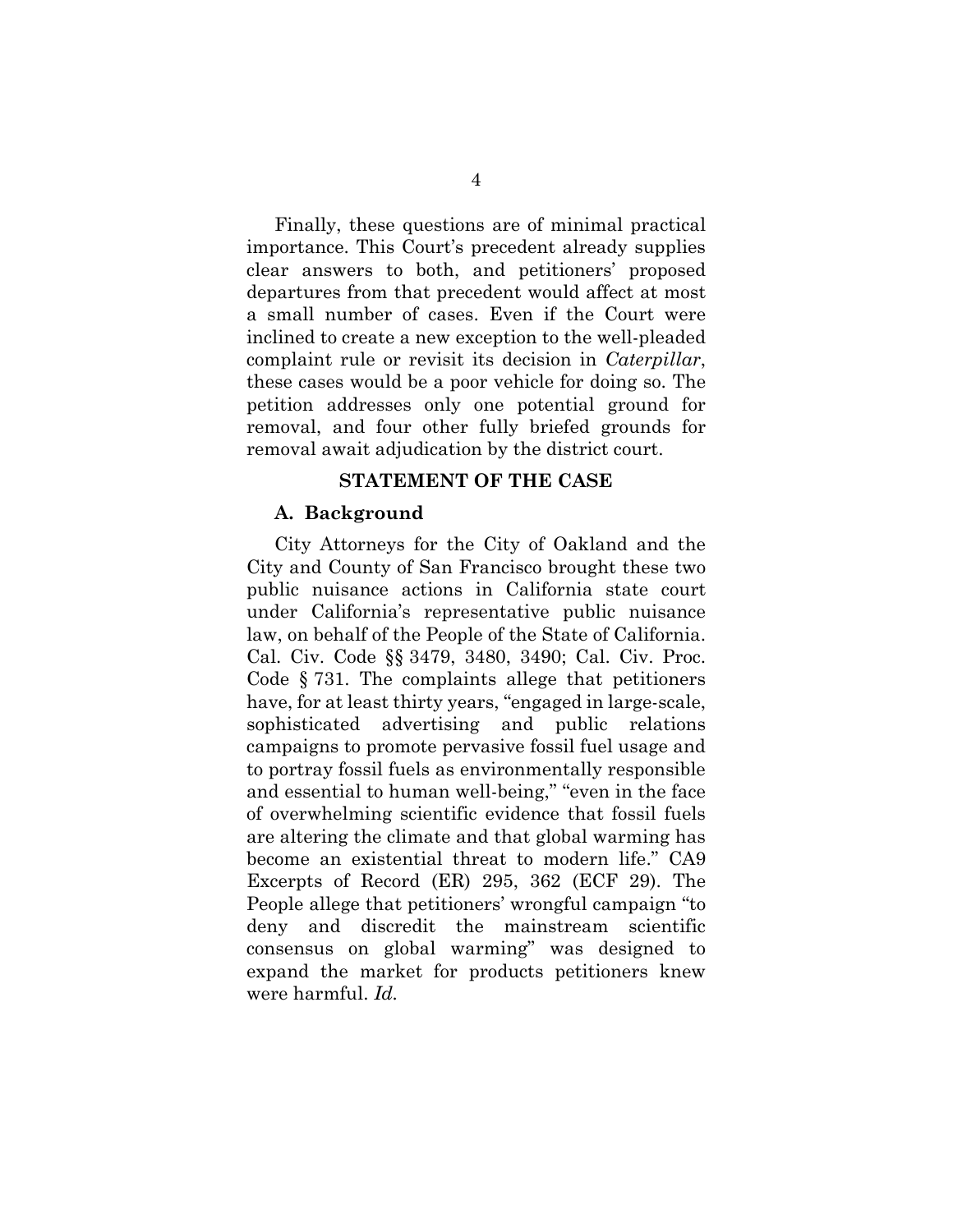Finally, these questions are of minimal practical importance. This Court's precedent already supplies clear answers to both, and petitioners' proposed departures from that precedent would affect at most a small number of cases. Even if the Court were inclined to create a new exception to the well-pleaded complaint rule or revisit its decision in *Caterpillar*, these cases would be a poor vehicle for doing so. The petition addresses only one potential ground for removal, and four other fully briefed grounds for removal await adjudication by the district court.

## STATEMENT OF THE CASE

### A. Background

City Attorneys for the City of Oakland and the City and County of San Francisco brought these two public nuisance actions in California state court under California's representative public nuisance law, on behalf of the People of the State of California. Cal. Civ. Code §§ 3479, 3480, 3490; Cal. Civ. Proc. Code § 731. The complaints allege that petitioners have, for at least thirty years, "engaged in large-scale, sophisticated advertising and public relations campaigns to promote pervasive fossil fuel usage and to portray fossil fuels as environmentally responsible and essential to human well-being," "even in the face of overwhelming scientific evidence that fossil fuels are altering the climate and that global warming has become an existential threat to modern life." CA9 Excerpts of Record (ER) 295, 362 (ECF 29). The People allege that petitioners' wrongful campaign "to deny and discredit the mainstream scientific consensus on global warming" was designed to expand the market for products petitioners knew were harmful. *Id.*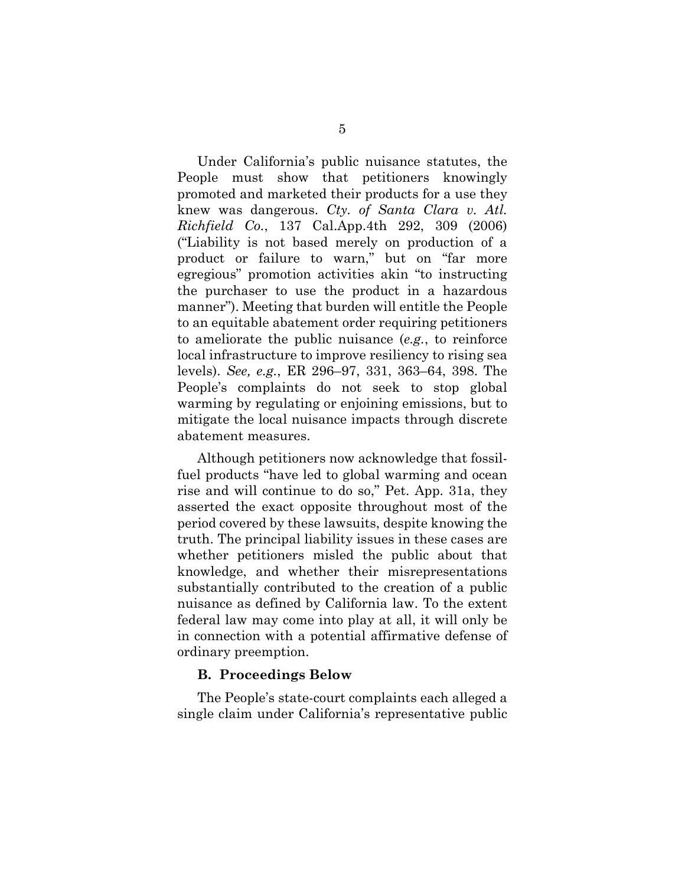Under California's public nuisance statutes, the People must show that petitioners knowingly promoted and marketed their products for a use they knew was dangerous. *Cty. of Santa Clara v. Atl. Richfield Co.*, 137 Cal.App.4th 292, 309 (2006) ("Liability is not based merely on production of a product or failure to warn," but on "far more egregious" promotion activities akin "to instructing the purchaser to use the product in a hazardous manner"). Meeting that burden will entitle the People to an equitable abatement order requiring petitioners to ameliorate the public nuisance (*e.g.*, to reinforce local infrastructure to improve resiliency to rising sea levels). *See, e.g.*, ER 296–97, 331, 363–64, 398. The People's complaints do not seek to stop global warming by regulating or enjoining emissions, but to mitigate the local nuisance impacts through discrete abatement measures.

Although petitioners now acknowledge that fossil-fuel products "have led to global warming and ocean rise and will continue to do so," Pet. App. 31a, they asserted the exact opposite throughout most of the period covered by these lawsuits, despite knowing the truth. The principal liability issues in these cases are whether petitioners misled the public about that knowledge, and whether their misrepresentations substantially contributed to the creation of a public nuisance as defined by California law. To the extent federal law may come into play at all, it will only be in connection with a potential affirmative defense of ordinary preemption.

### B. Proceedings Below

The People's state-court complaints each alleged a single claim under California's representative public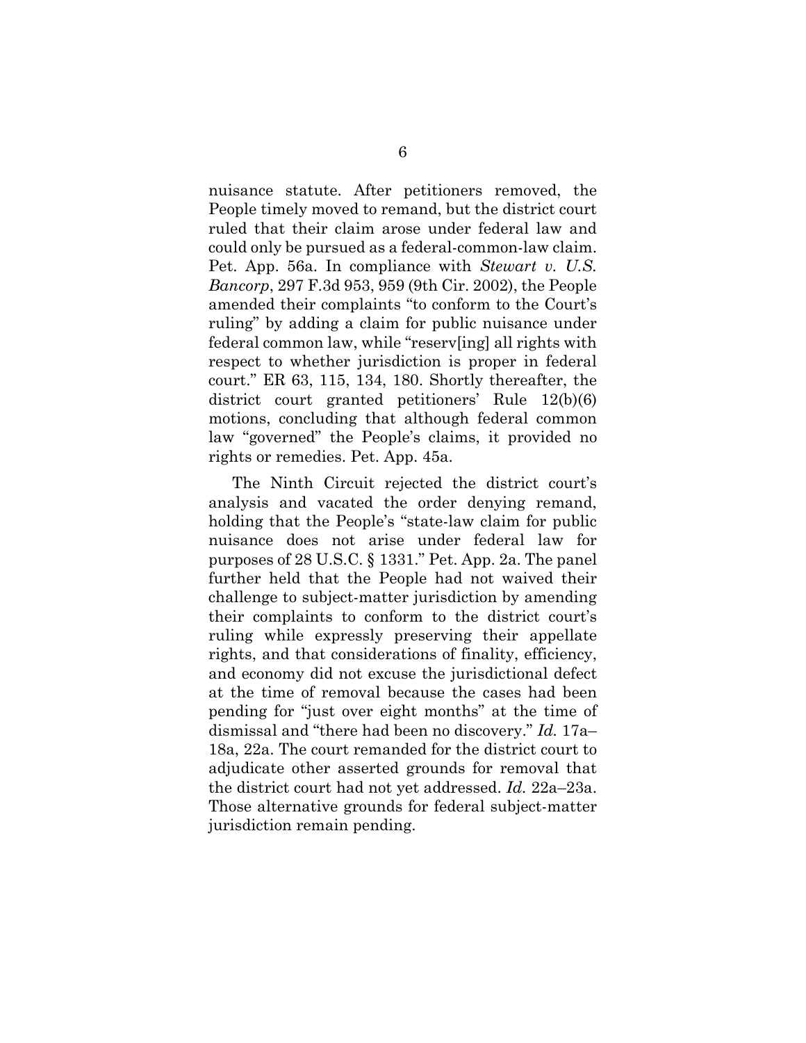nuisance statute. After petitioners removed, the People timely moved to remand, but the district court ruled that their claim arose under federal law and could only be pursued as a federal-common-law claim. Pet. App. 56a. In compliance with *Stewart v. U.S. Bancorp*, 297 F.3d 953, 959 (9th Cir. 2002), the People amended their complaints "to conform to the Court's ruling" by adding a claim for public nuisance under federal common law, while "reserv[ing] all rights with respect to whether jurisdiction is proper in federal court." ER 63, 115, 134, 180. Shortly thereafter, the district court granted petitioners' Rule 12(b)(6) motions, concluding that although federal common law "governed" the People's claims, it provided no rights or remedies. Pet. App. 45a.

The Ninth Circuit rejected the district court's analysis and vacated the order denying remand, holding that the People's "state-law claim for public nuisance does not arise under federal law for purposes of 28 U.S.C. § 1331." Pet. App. 2a. The panel further held that the People had not waived their challenge to subject-matter jurisdiction by amending their complaints to conform to the district court's ruling while expressly preserving their appellate rights, and that considerations of finality, efficiency, and economy did not excuse the jurisdictional defect at the time of removal because the cases had been pending for "just over eight months" at the time of dismissal and "there had been no discovery." *Id.* 17a–18a, 22a. The court remanded for the district court to adjudicate other asserted grounds for removal that the district court had not yet addressed. *Id.* 22a–23a. Those alternative grounds for federal subject-matter jurisdiction remain pending.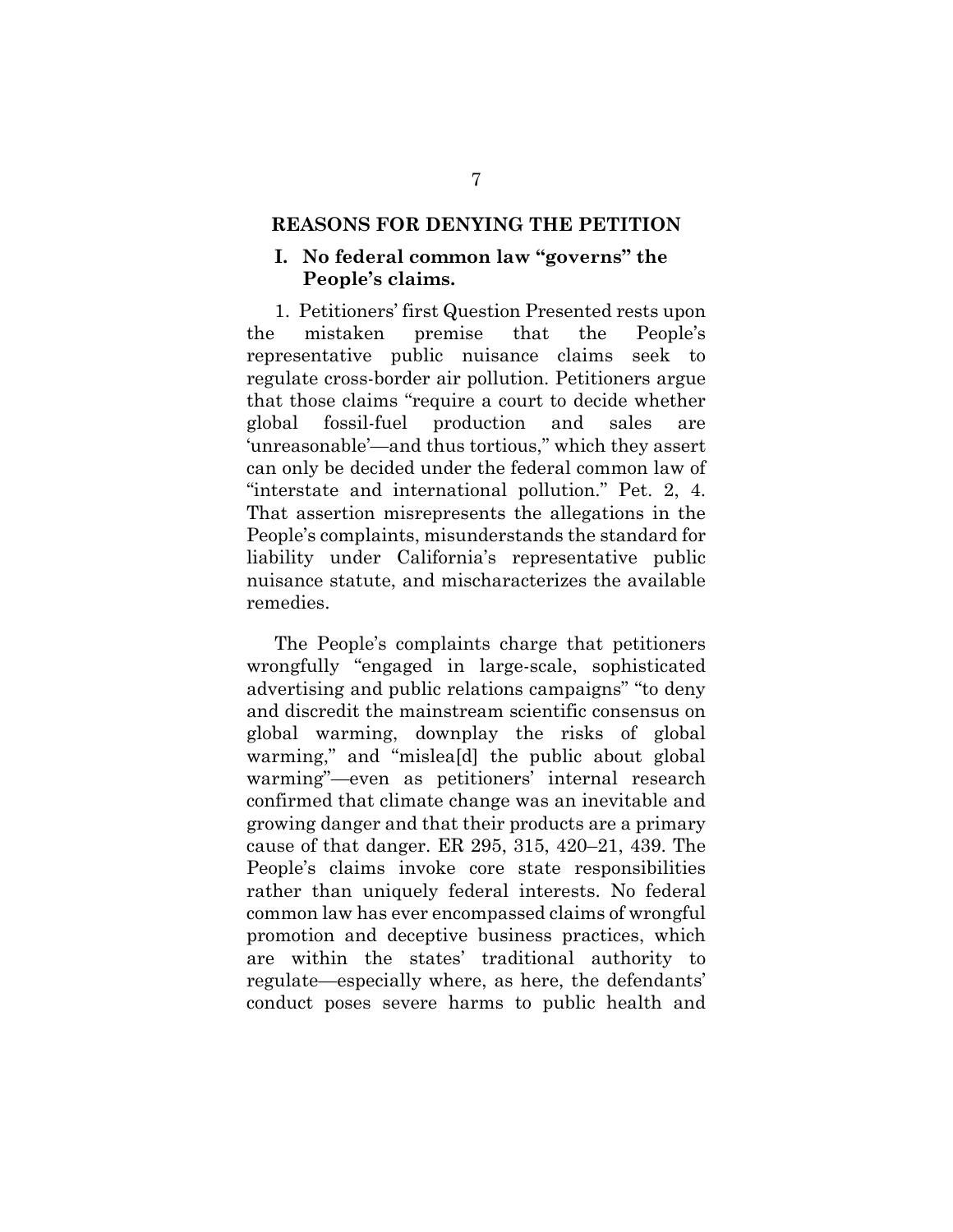## REASONS FOR DENYING THE PETITION

### I. No federal common law "governs" the People's claims.

1. Petitioners' first Question Presented rests upon the mistaken premise that the People's representative public nuisance claims seek to regulate cross-border air pollution. Petitioners argue that those claims "require a court to decide whether global fossil-fuel production and sales are 'unreasonable'—and thus tortious," which they assert can only be decided under the federal common law of "interstate and international pollution." Pet. 2, 4. That assertion misrepresents the allegations in the People's complaints, misunderstands the standard for liability under California's representative public nuisance statute, and mischaracterizes the available remedies.

The People's complaints charge that petitioners wrongfully "engaged in large-scale, sophisticated advertising and public relations campaigns" "to deny and discredit the mainstream scientific consensus on global warming, downplay the risks of global warming," and "mislea[d] the public about global warming"—even as petitioners' internal research confirmed that climate change was an inevitable and growing danger and that their products are a primary cause of that danger. ER 295, 315, 420–21, 439. The People's claims invoke core state responsibilities rather than uniquely federal interests. No federal common law has ever encompassed claims of wrongful promotion and deceptive business practices, which are within the states' traditional authority to regulate—especially where, as here, the defendants' conduct poses severe harms to public health and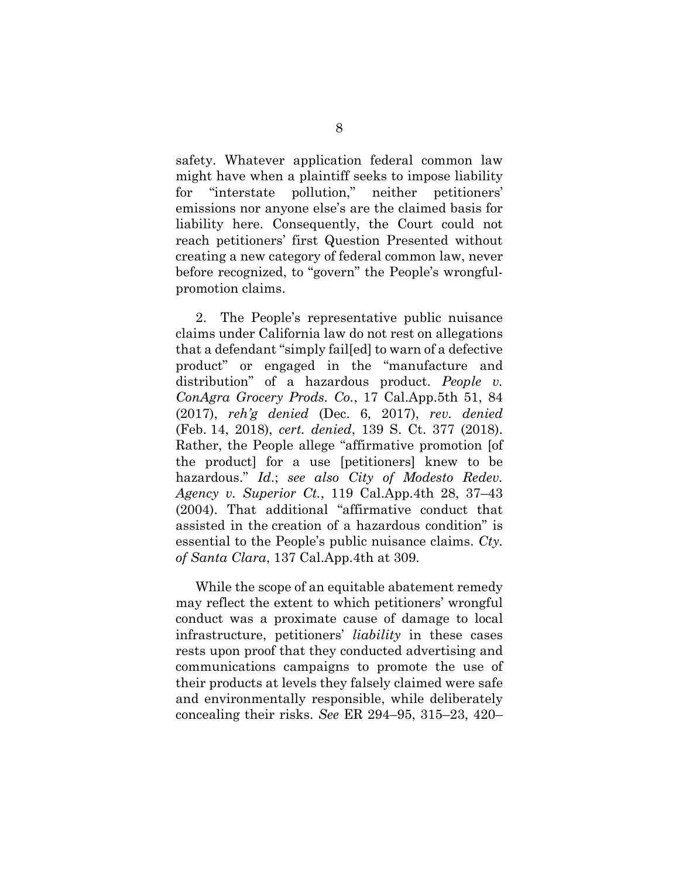safety. Whatever application federal common law might have when a plaintiff seeks to impose liability for "interstate pollution," neither petitioners' emissions nor anyone else's are the claimed basis for liability here. Consequently, the Court could not reach petitioners' first Question Presented without creating a new category of federal common law, never before recognized, to "govern" the People's wrongful-promotion claims.

2. The People's representative public nuisance claims under California law do not rest on allegations that a defendant "simply fail[ed] to warn of a defective product" or engaged in the "manufacture and distribution" of a hazardous product. *People v. ConAgra Grocery Prods. Co.*, 17 Cal.App.5th 51, 84 (2017), *reh'g denied* (Dec. 6, 2017), *rev. denied* (Feb. 14, 2018), *cert. denied*, 139 S. Ct. 377 (2018). Rather, the People allege "affirmative promotion [of the product] for a use [petitioners] knew to be hazardous." *Id.*; *see also City of Modesto Redev. Agency v. Superior Ct.*, 119 Cal.App.4th 28, 37–43 (2004). That additional "affirmative conduct that assisted in the creation of a hazardous condition" is essential to the People's public nuisance claims. *Cty. of Santa Clara*, 137 Cal.App.4th at 309.

While the scope of an equitable abatement remedy may reflect the extent to which petitioners' wrongful conduct was a proximate cause of damage to local infrastructure, petitioners' *liability* in these cases rests upon proof that they conducted advertising and communications campaigns to promote the use of their products at levels they falsely claimed were safe and environmentally responsible, while deliberately concealing their risks. *See* ER 294–95, 315–23, 420–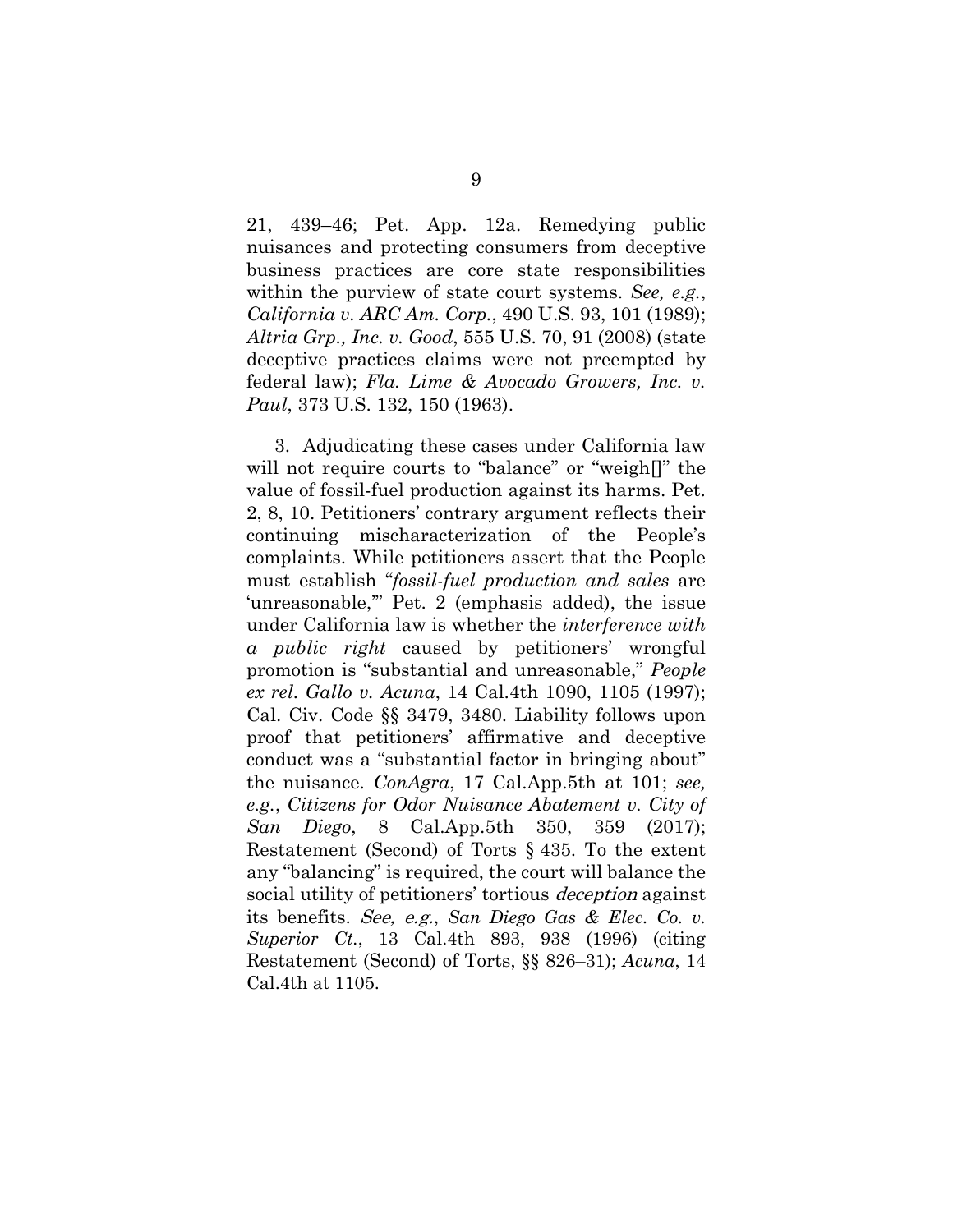21, 439–46; Pet. App. 12a. Remedying public nuisances and protecting consumers from deceptive business practices are core state responsibilities within the purview of state court systems. *See, e.g.*, *California v. ARC Am. Corp.*, 490 U.S. 93, 101 (1989); *Altria Grp., Inc. v. Good*, 555 U.S. 70, 91 (2008) (state deceptive practices claims were not preempted by federal law); *Fla. Lime & Avocado Growers, Inc. v. Paul*, 373 U.S. 132, 150 (1963).

3. Adjudicating these cases under California law will not require courts to "balance" or "weigh[]" the value of fossil-fuel production against its harms. Pet. 2, 8, 10. Petitioners' contrary argument reflects their continuing mischaracterization of the People's complaints. While petitioners assert that the People must establish "*fossil-fuel production and sales* are 'unreasonable,'" Pet. 2 (emphasis added), the issue under California law is whether the *interference with a public right* caused by petitioners' wrongful promotion is "substantial and unreasonable," *People ex rel. Gallo v. Acuna*, 14 Cal.4th 1090, 1105 (1997); Cal. Civ. Code §§ 3479, 3480. Liability follows upon proof that petitioners' affirmative and deceptive conduct was a "substantial factor in bringing about" the nuisance. *ConAgra*, 17 Cal.App.5th at 101; *see, e.g.*, *Citizens for Odor Nuisance Abatement v. City of San Diego*, 8 Cal.App.5th 350, 359 (2017); Restatement (Second) of Torts § 435. To the extent any "balancing" is required, the court will balance the social utility of petitioners' tortious *deception* against its benefits. *See, e.g.*, *San Diego Gas & Elec. Co. v. Superior Ct.*, 13 Cal.4th 893, 938 (1996) (citing Restatement (Second) of Torts, §§ 826–31); *Acuna*, 14 Cal.4th at 1105.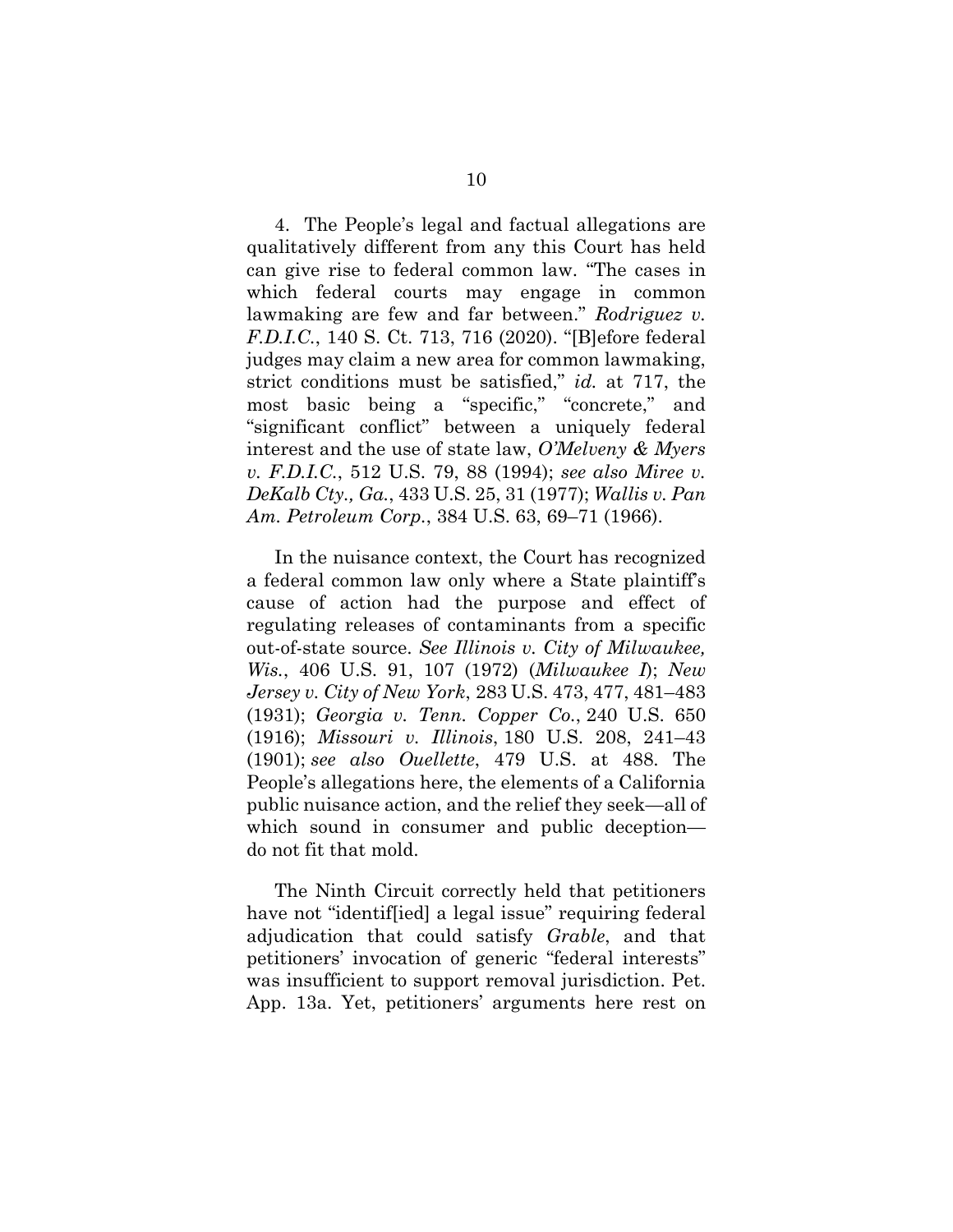4. The People's legal and factual allegations are qualitatively different from any this Court has held can give rise to federal common law. "The cases in which federal courts may engage in common lawmaking are few and far between." *Rodriguez v. F.D.I.C.*, 140 S. Ct. 713, 716 (2020). "[B]efore federal judges may claim a new area for common lawmaking, strict conditions must be satisfied," *id.* at 717, the most basic being a "specific," "concrete," and "significant conflict" between a uniquely federal interest and the use of state law, *O'Melveny & Myers v. F.D.I.C.*, 512 U.S. 79, 88 (1994); *see also Miree v. DeKalb Cty., Ga.*, 433 U.S. 25, 31 (1977); *Wallis v. Pan Am. Petroleum Corp.*, 384 U.S. 63, 69–71 (1966).

In the nuisance context, the Court has recognized a federal common law only where a State plaintiff's cause of action had the purpose and effect of regulating releases of contaminants from a specific out-of-state source. *See Illinois v. City of Milwaukee, Wis.*, 406 U.S. 91, 107 (1972) (*Milwaukee I*); *New Jersey v. City of New York*, 283 U.S. 473, 477, 481–483 (1931); *Georgia v. Tenn. Copper Co.*, 240 U.S. 650 (1916); *Missouri v. Illinois*, 180 U.S. 208, 241–43 (1901); *see also Ouellette*, 479 U.S. at 488. The People's allegations here, the elements of a California public nuisance action, and the relief they seek—all of which sound in consumer and public deception—do not fit that mold.

The Ninth Circuit correctly held that petitioners have not "identif[ied] a legal issue" requiring federal adjudication that could satisfy *Grable*, and that petitioners' invocation of generic "federal interests" was insufficient to support removal jurisdiction. Pet. App. 13a. Yet, petitioners' arguments here rest on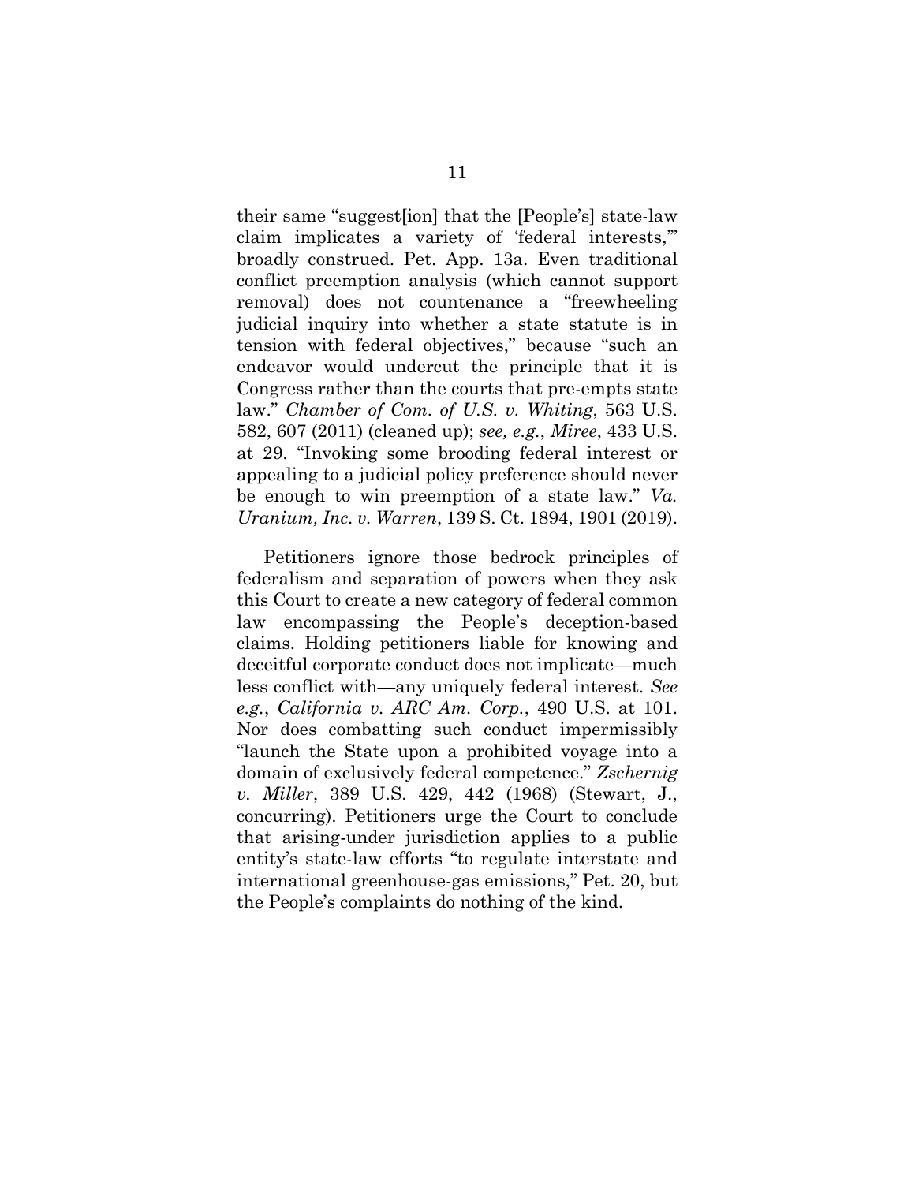their same "suggest[ion] that the [People's] state-law claim implicates a variety of 'federal interests,'" broadly construed. Pet. App. 13a. Even traditional conflict preemption analysis (which cannot support removal) does not countenance a "freewheeling judicial inquiry into whether a state statute is in tension with federal objectives," because "such an endeavor would undercut the principle that it is Congress rather than the courts that pre-empts state law." *Chamber of Com. of U.S. v. Whiting*, 563 U.S. 582, 607 (2011) (cleaned up); *see, e.g.*, *Miree*, 433 U.S. at 29. "Invoking some brooding federal interest or appealing to a judicial policy preference should never be enough to win preemption of a state law." *Va. Uranium, Inc. v. Warren*, 139 S. Ct. 1894, 1901 (2019).

Petitioners ignore those bedrock principles of federalism and separation of powers when they ask this Court to create a new category of federal common law encompassing the People's deception-based claims. Holding petitioners liable for knowing and deceitful corporate conduct does not implicate—much less conflict with—any uniquely federal interest. *See e.g.*, *California v. ARC Am. Corp.*, 490 U.S. at 101. Nor does combatting such conduct impermissibly "launch the State upon a prohibited voyage into a domain of exclusively federal competence." *Zschernig v. Miller*, 389 U.S. 429, 442 (1968) (Stewart, J., concurring). Petitioners urge the Court to conclude that arising-under jurisdiction applies to a public entity's state-law efforts "to regulate interstate and international greenhouse-gas emissions," Pet. 20, but the People's complaints do nothing of the kind.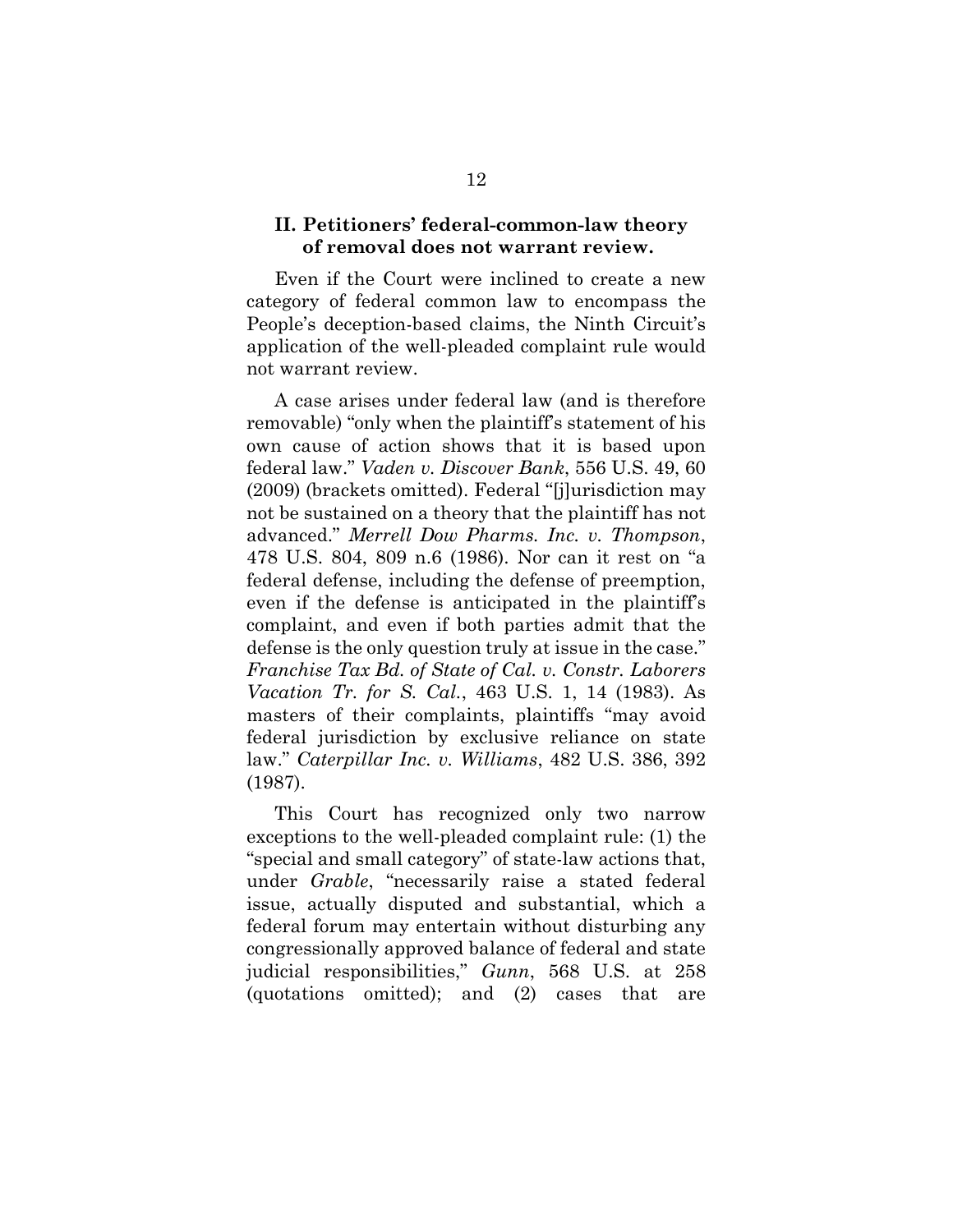## II. Petitioners' federal-common-law theory of removal does not warrant review.

Even if the Court were inclined to create a new category of federal common law to encompass the People's deception-based claims, the Ninth Circuit's application of the well-pleaded complaint rule would not warrant review.

A case arises under federal law (and is therefore removable) "only when the plaintiff's statement of his own cause of action shows that it is based upon federal law." *Vaden v. Discover Bank*, 556 U.S. 49, 60 (2009) (brackets omitted). Federal "[j]urisdiction may not be sustained on a theory that the plaintiff has not advanced." *Merrell Dow Pharms. Inc. v. Thompson*, 478 U.S. 804, 809 n.6 (1986). Nor can it rest on "a federal defense, including the defense of preemption, even if the defense is anticipated in the plaintiff's complaint, and even if both parties admit that the defense is the only question truly at issue in the case." *Franchise Tax Bd. of State of Cal. v. Constr. Laborers Vacation Tr. for S. Cal.*, 463 U.S. 1, 14 (1983). As masters of their complaints, plaintiffs "may avoid federal jurisdiction by exclusive reliance on state law." *Caterpillar Inc. v. Williams*, 482 U.S. 386, 392 (1987).

This Court has recognized only two narrow exceptions to the well-pleaded complaint rule: (1) the "special and small category" of state-law actions that, under *Grable*, "necessarily raise a stated federal issue, actually disputed and substantial, which a federal forum may entertain without disturbing any congressionally approved balance of federal and state judicial responsibilities," *Gunn*, 568 U.S. at 258 (quotations omitted); and (2) cases that are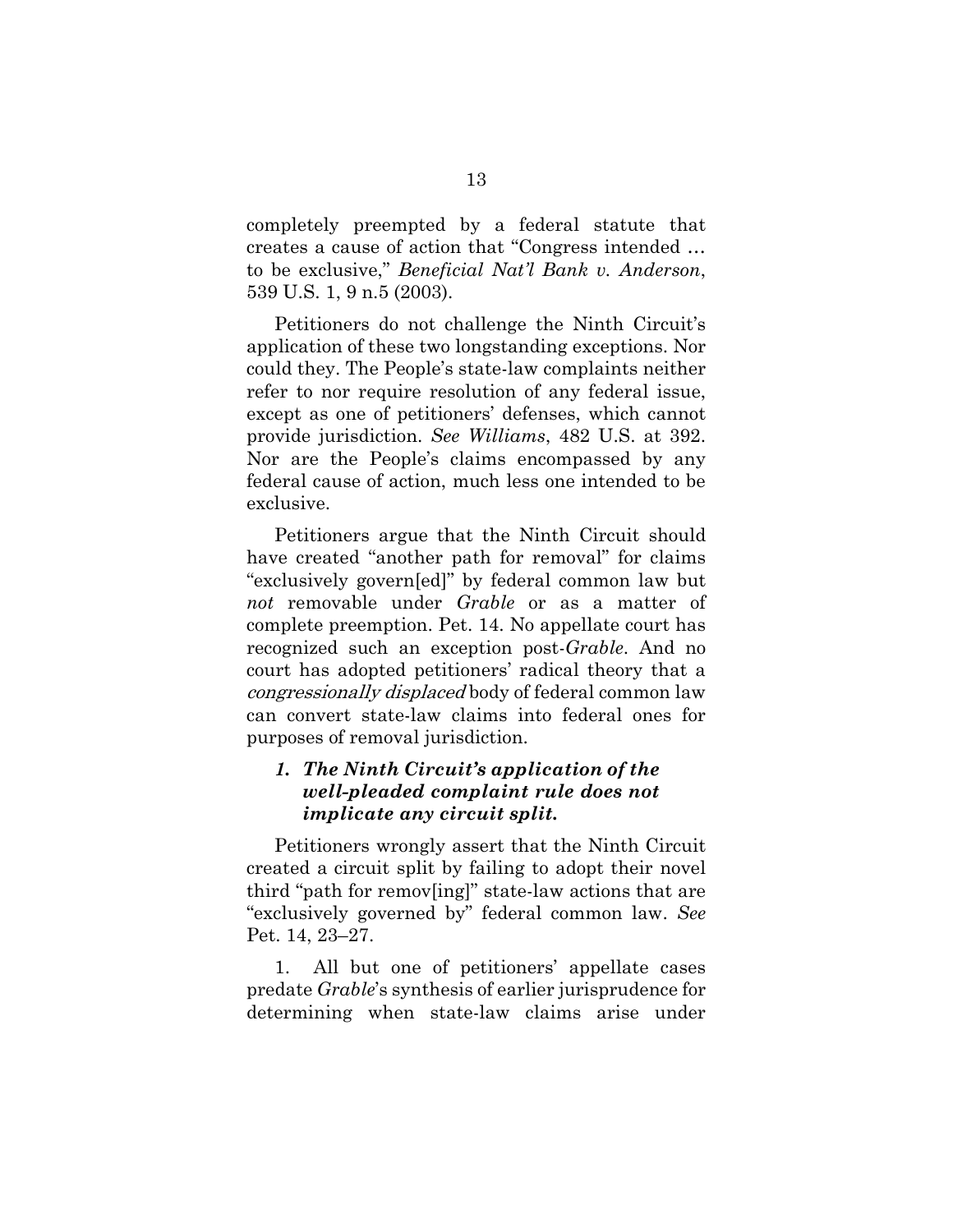completely preempted by a federal statute that creates a cause of action that "Congress intended … to be exclusive," *Beneficial Nat'l Bank v. Anderson*, 539 U.S. 1, 9 n.5 (2003).

Petitioners do not challenge the Ninth Circuit's application of these two longstanding exceptions. Nor could they. The People's state-law complaints neither refer to nor require resolution of any federal issue, except as one of petitioners' defenses, which cannot provide jurisdiction. *See Williams*, 482 U.S. at 392. Nor are the People's claims encompassed by any federal cause of action, much less one intended to be exclusive.

Petitioners argue that the Ninth Circuit should have created "another path for removal" for claims "exclusively govern[ed]" by federal common law but *not* removable under *Grable* or as a matter of complete preemption. Pet. 14. No appellate court has recognized such an exception post-*Grable*. And no court has adopted petitioners' radical theory that a *congressionally displaced* body of federal common law can convert state-law claims into federal ones for purposes of removal jurisdiction.

### *1. The Ninth Circuit's application of the well-pleaded complaint rule does not implicate any circuit split.*

Petitioners wrongly assert that the Ninth Circuit created a circuit split by failing to adopt their novel third "path for remov[ing]" state-law actions that are "exclusively governed by" federal common law. *See* Pet. 14, 23–27.

1. All but one of petitioners' appellate cases predate *Grable*'s synthesis of earlier jurisprudence for determining when state-law claims arise under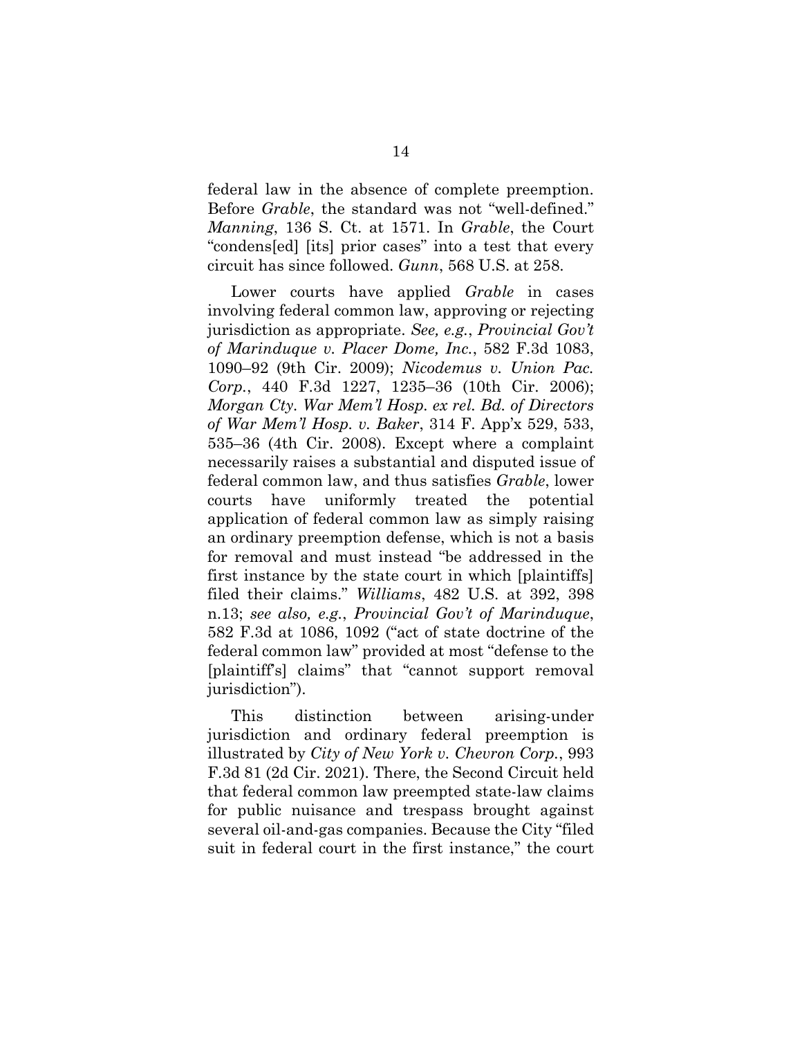federal law in the absence of complete preemption. Before *Grable*, the standard was not "well-defined." *Manning*, 136 S. Ct. at 1571. In *Grable*, the Court "condens[ed] [its] prior cases" into a test that every circuit has since followed. *Gunn*, 568 U.S. at 258.

Lower courts have applied *Grable* in cases involving federal common law, approving or rejecting jurisdiction as appropriate. *See, e.g.*, *Provincial Gov't of Marinduque v. Placer Dome, Inc.*, 582 F.3d 1083, 1090–92 (9th Cir. 2009); *Nicodemus v. Union Pac. Corp.*, 440 F.3d 1227, 1235–36 (10th Cir. 2006); *Morgan Cty. War Mem'l Hosp. ex rel. Bd. of Directors of War Mem'l Hosp. v. Baker*, 314 F. App'x 529, 533, 535–36 (4th Cir. 2008). Except where a complaint necessarily raises a substantial and disputed issue of federal common law, and thus satisfies *Grable*, lower courts have uniformly treated the potential application of federal common law as simply raising an ordinary preemption defense, which is not a basis for removal and must instead "be addressed in the first instance by the state court in which [plaintiffs] filed their claims." *Williams*, 482 U.S. at 392, 398 n.13; *see also, e.g.*, *Provincial Gov't of Marinduque*, 582 F.3d at 1086, 1092 ("act of state doctrine of the federal common law" provided at most "defense to the [plaintiff's] claims" that "cannot support removal jurisdiction").

This distinction between arising-under jurisdiction and ordinary federal preemption is illustrated by *City of New York v. Chevron Corp.*, 993 F.3d 81 (2d Cir. 2021). There, the Second Circuit held that federal common law preempted state-law claims for public nuisance and trespass brought against several oil-and-gas companies. Because the City "filed suit in federal court in the first instance," the court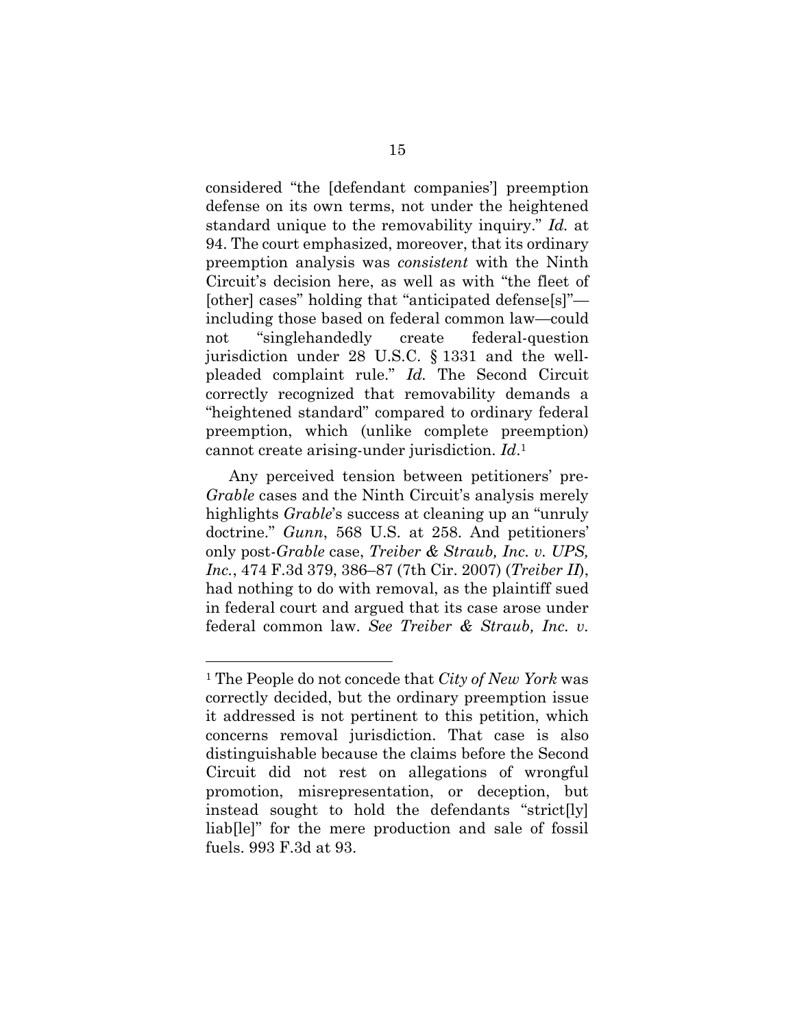considered "the [defendant companies'] preemption defense on its own terms, not under the heightened standard unique to the removability inquiry." *Id.* at 94. The court emphasized, moreover, that its ordinary preemption analysis was *consistent* with the Ninth Circuit's decision here, as well as with "the fleet of [other] cases" holding that "anticipated defense[s]"—including those based on federal common law—could not "singlehandedly create federal-question jurisdiction under 28 U.S.C. § 1331 and the well-pleaded complaint rule." *Id.* The Second Circuit correctly recognized that removability demands a "heightened standard" compared to ordinary federal preemption, which (unlike complete preemption) cannot create arising-under jurisdiction. *Id.*[1]

Any perceived tension between petitioners' pre-*Grable* cases and the Ninth Circuit's analysis merely highlights *Grable*'s success at cleaning up an "unruly doctrine." *Gunn*, 568 U.S. at 258. And petitioners' only post-*Grable* case, *Treiber & Straub, Inc. v. UPS, Inc.*, 474 F.3d 379, 386–87 (7th Cir. 2007) (*Treiber II*), had nothing to do with removal, as the plaintiff sued in federal court and argued that its case arose under federal common law. *See Treiber & Straub, Inc. v.*

---

[1] The People do not concede that *City of New York* was correctly decided, but the ordinary preemption issue it addressed is not pertinent to this petition, which concerns removal jurisdiction. That case is also distinguishable because the claims before the Second Circuit did not rest on allegations of wrongful promotion, misrepresentation, or deception, but instead sought to hold the defendants "strict[ly] liab[le]" for the mere production and sale of fossil fuels. 993 F.3d at 93.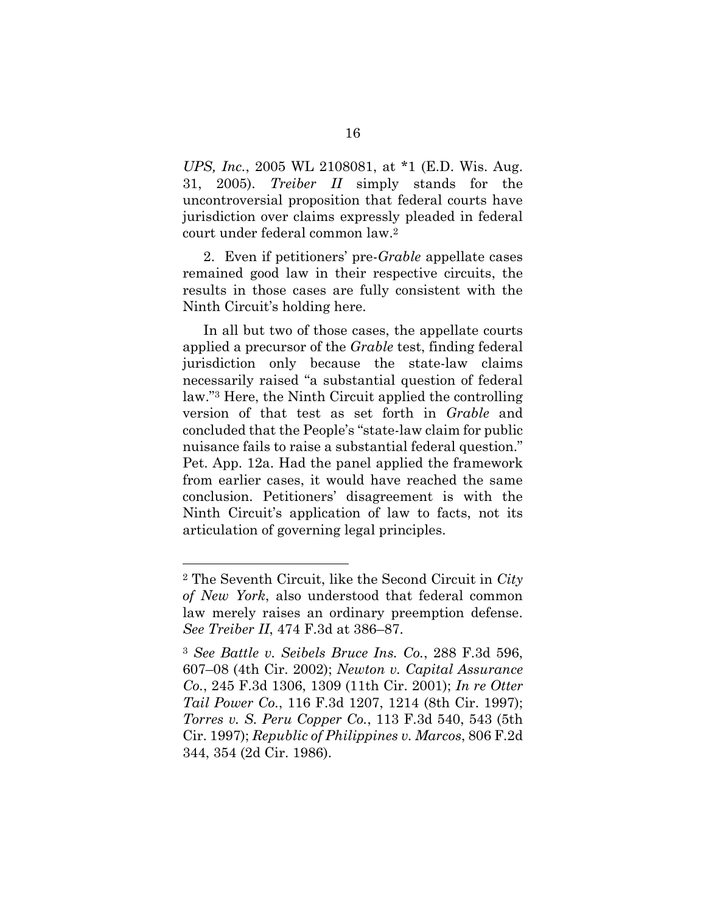*UPS, Inc.*, 2005 WL 2108081, at \*1 (E.D. Wis. Aug. 31, 2005). *Treiber II* simply stands for the uncontroversial proposition that federal courts have jurisdiction over claims expressly pleaded in federal court under federal common law.[2]

2. Even if petitioners' pre-*Grable* appellate cases remained good law in their respective circuits, the results in those cases are fully consistent with the Ninth Circuit's holding here.

In all but two of those cases, the appellate courts applied a precursor of the *Grable* test, finding federal jurisdiction only because the state-law claims necessarily raised "a substantial question of federal law."[3] Here, the Ninth Circuit applied the controlling version of that test as set forth in *Grable* and concluded that the People's "state-law claim for public nuisance fails to raise a substantial federal question." Pet. App. 12a. Had the panel applied the framework from earlier cases, it would have reached the same conclusion. Petitioners' disagreement is with the Ninth Circuit's application of law to facts, not its articulation of governing legal principles.

---

[2] The Seventh Circuit, like the Second Circuit in *City of New York*, also understood that federal common law merely raises an ordinary preemption defense. *See Treiber II*, 474 F.3d at 386–87.

[3] *See Battle v. Seibels Bruce Ins. Co.*, 288 F.3d 596, 607–08 (4th Cir. 2002); *Newton v. Capital Assurance Co.*, 245 F.3d 1306, 1309 (11th Cir. 2001); *In re Otter Tail Power Co.*, 116 F.3d 1207, 1214 (8th Cir. 1997); *Torres v. S. Peru Copper Co.*, 113 F.3d 540, 543 (5th Cir. 1997); *Republic of Philippines v. Marcos*, 806 F.2d 344, 354 (2d Cir. 1986).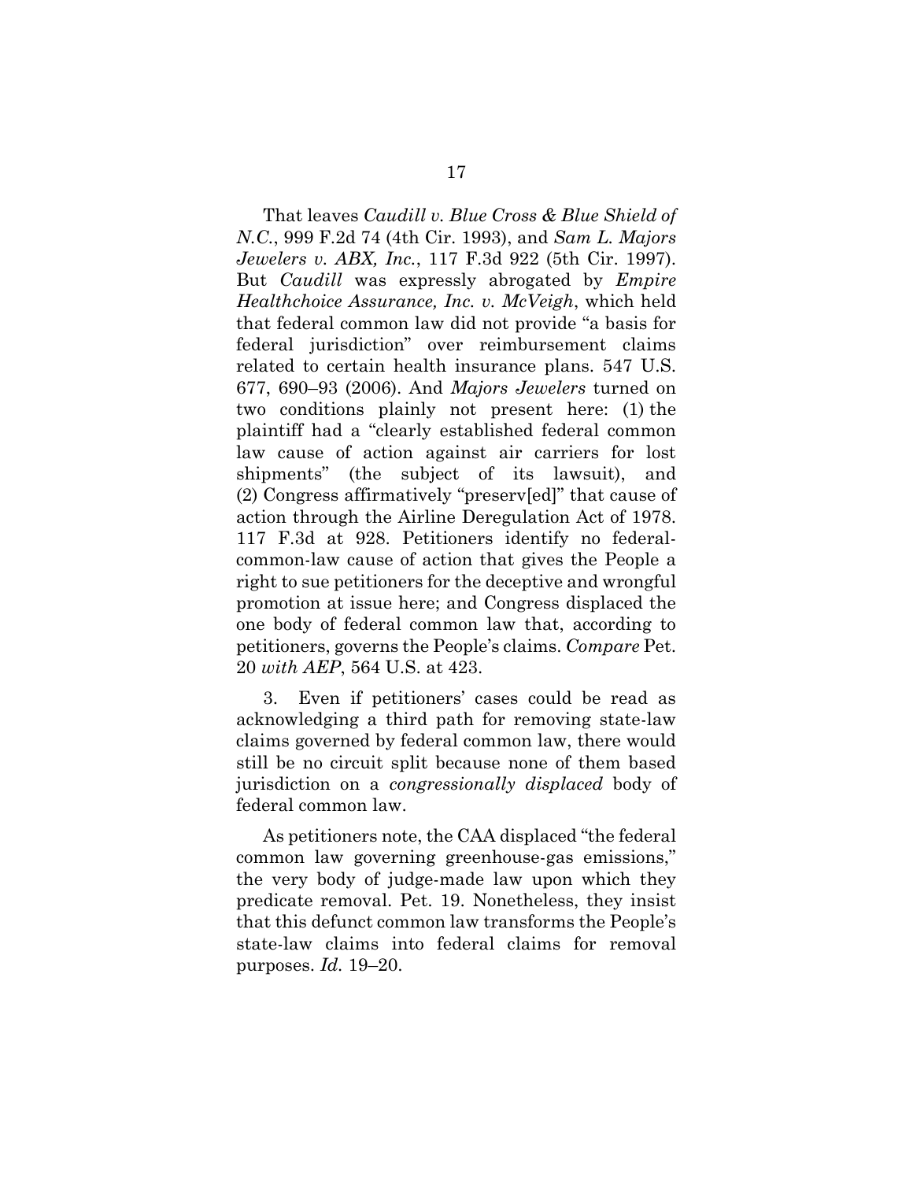That leaves *Caudill v. Blue Cross & Blue Shield of N.C.*, 999 F.2d 74 (4th Cir. 1993), and *Sam L. Majors Jewelers v. ABX, Inc.*, 117 F.3d 922 (5th Cir. 1997). But *Caudill* was expressly abrogated by *Empire Healthchoice Assurance, Inc. v. McVeigh*, which held that federal common law did not provide "a basis for federal jurisdiction" over reimbursement claims related to certain health insurance plans. 547 U.S. 677, 690–93 (2006). And *Majors Jewelers* turned on two conditions plainly not present here: (1) the plaintiff had a "clearly established federal common law cause of action against air carriers for lost shipments" (the subject of its lawsuit), and (2) Congress affirmatively "preserv[ed]" that cause of action through the Airline Deregulation Act of 1978. 117 F.3d at 928. Petitioners identify no federal-common-law cause of action that gives the People a right to sue petitioners for the deceptive and wrongful promotion at issue here; and Congress displaced the one body of federal common law that, according to petitioners, governs the People's claims. *Compare* Pet. 20 *with AEP*, 564 U.S. at 423.

3. Even if petitioners' cases could be read as acknowledging a third path for removing state-law claims governed by federal common law, there would still be no circuit split because none of them based jurisdiction on a *congressionally displaced* body of federal common law.

As petitioners note, the CAA displaced "the federal common law governing greenhouse-gas emissions," the very body of judge-made law upon which they predicate removal. Pet. 19. Nonetheless, they insist that this defunct common law transforms the People's state-law claims into federal claims for removal purposes. *Id.* 19–20.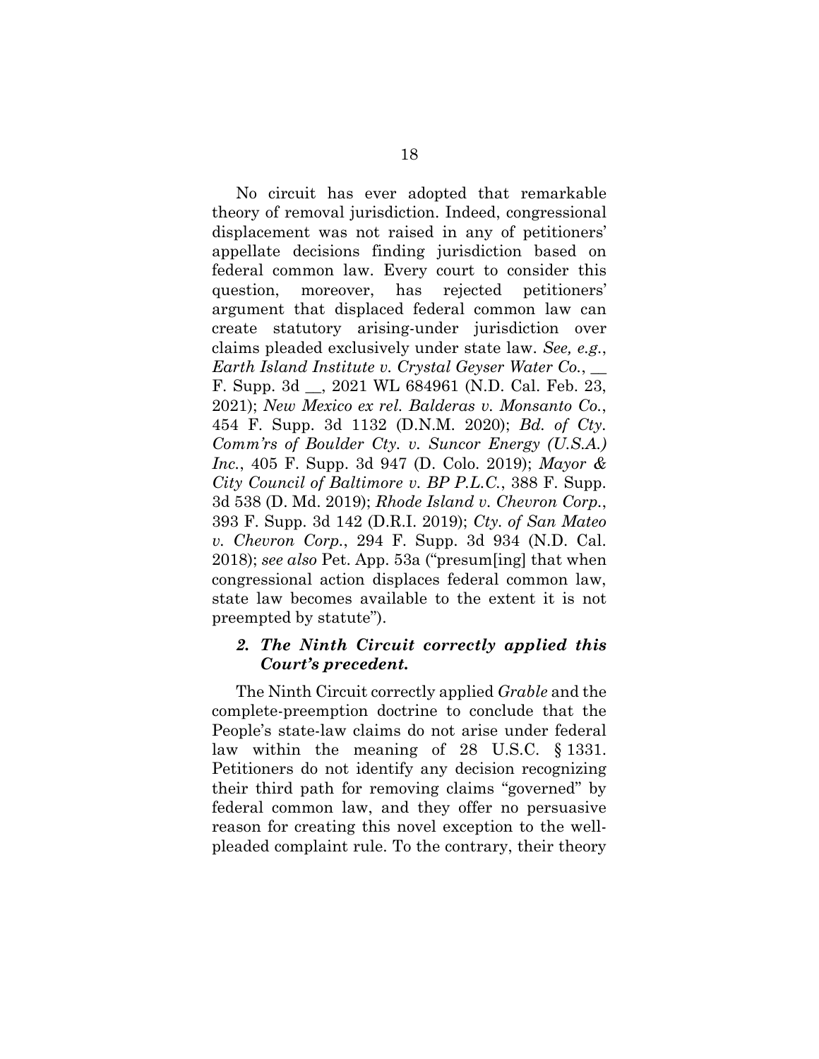No circuit has ever adopted that remarkable theory of removal jurisdiction. Indeed, congressional displacement was not raised in any of petitioners' appellate decisions finding jurisdiction based on federal common law. Every court to consider this question, moreover, has rejected petitioners' argument that displaced federal common law can create statutory arising-under jurisdiction over claims pleaded exclusively under state law. *See, e.g.*, *Earth Island Institute v. Crystal Geyser Water Co.*, __ F. Supp. 3d __, 2021 WL 684961 (N.D. Cal. Feb. 23, 2021); *New Mexico ex rel. Balderas v. Monsanto Co.*, 454 F. Supp. 3d 1132 (D.N.M. 2020); *Bd. of Cty. Comm'rs of Boulder Cty. v. Suncor Energy (U.S.A.) Inc.*, 405 F. Supp. 3d 947 (D. Colo. 2019); *Mayor & City Council of Baltimore v. BP P.L.C.*, 388 F. Supp. 3d 538 (D. Md. 2019); *Rhode Island v. Chevron Corp.*, 393 F. Supp. 3d 142 (D.R.I. 2019); *Cty. of San Mateo v. Chevron Corp.*, 294 F. Supp. 3d 934 (N.D. Cal. 2018); *see also* Pet. App. 53a ("presum[ing] that when congressional action displaces federal common law, state law becomes available to the extent it is not preempted by statute").

### *2. The Ninth Circuit correctly applied this Court's precedent.*

The Ninth Circuit correctly applied *Grable* and the complete-preemption doctrine to conclude that the People's state-law claims do not arise under federal law within the meaning of 28 U.S.C. § 1331. Petitioners do not identify any decision recognizing their third path for removing claims "governed" by federal common law, and they offer no persuasive reason for creating this novel exception to the well-pleaded complaint rule. To the contrary, their theory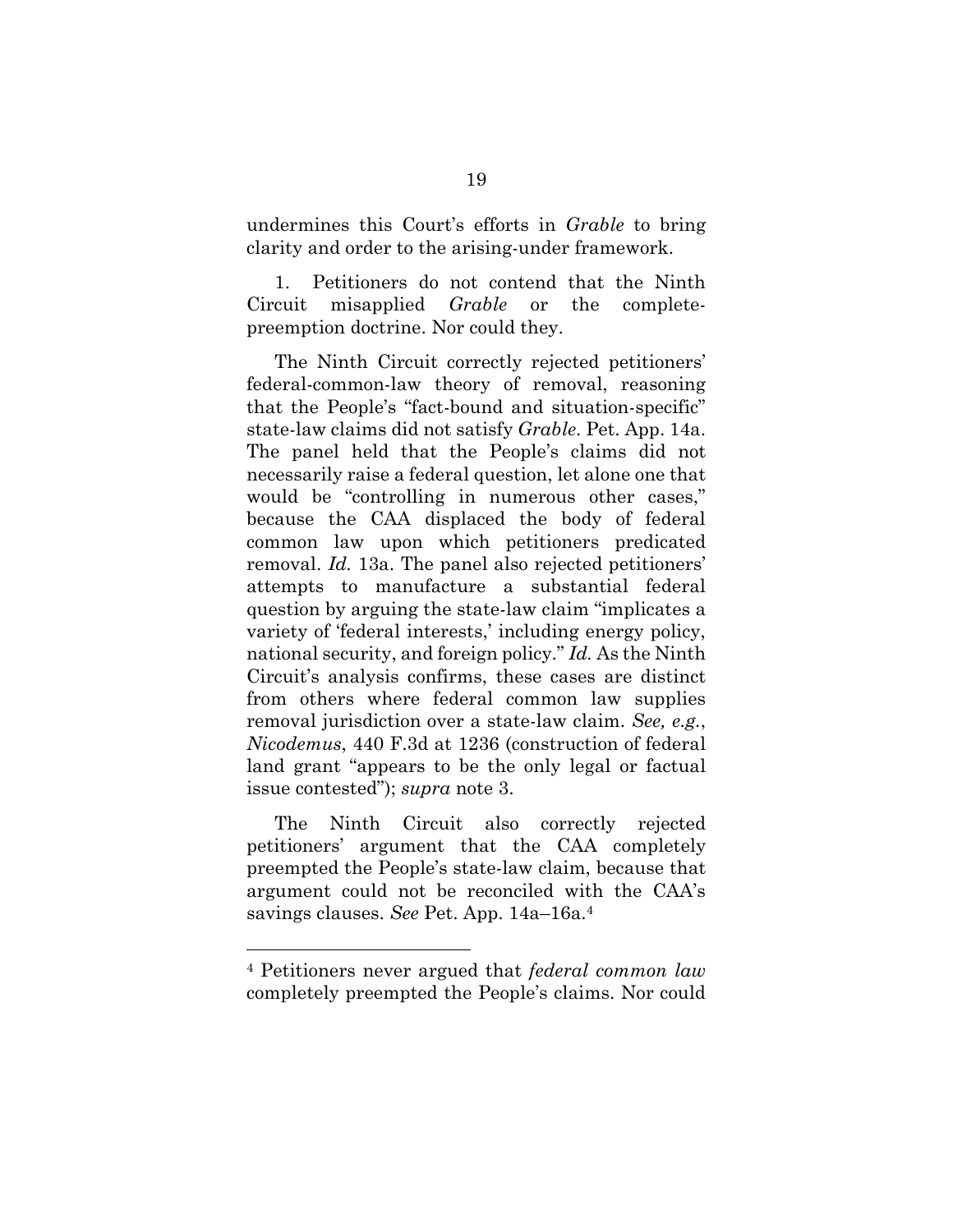undermines this Court's efforts in *Grable* to bring clarity and order to the arising-under framework.

1. Petitioners do not contend that the Ninth Circuit misapplied *Grable* or the complete-preemption doctrine. Nor could they.

The Ninth Circuit correctly rejected petitioners' federal-common-law theory of removal, reasoning that the People's "fact-bound and situation-specific" state-law claims did not satisfy *Grable*. Pet. App. 14a. The panel held that the People's claims did not necessarily raise a federal question, let alone one that would be "controlling in numerous other cases," because the CAA displaced the body of federal common law upon which petitioners predicated removal. *Id.* 13a. The panel also rejected petitioners' attempts to manufacture a substantial federal question by arguing the state-law claim "implicates a variety of 'federal interests,' including energy policy, national security, and foreign policy." *Id.* As the Ninth Circuit's analysis confirms, these cases are distinct from others where federal common law supplies removal jurisdiction over a state-law claim. *See, e.g.*, *Nicodemus*, 440 F.3d at 1236 (construction of federal land grant "appears to be the only legal or factual issue contested"); *supra* note 3.

The Ninth Circuit also correctly rejected petitioners' argument that the CAA completely preempted the People's state-law claim, because that argument could not be reconciled with the CAA's savings clauses. *See* Pet. App. 14a–16a.[4]

[4] Petitioners never argued that *federal common law* completely preempted the People's claims. Nor could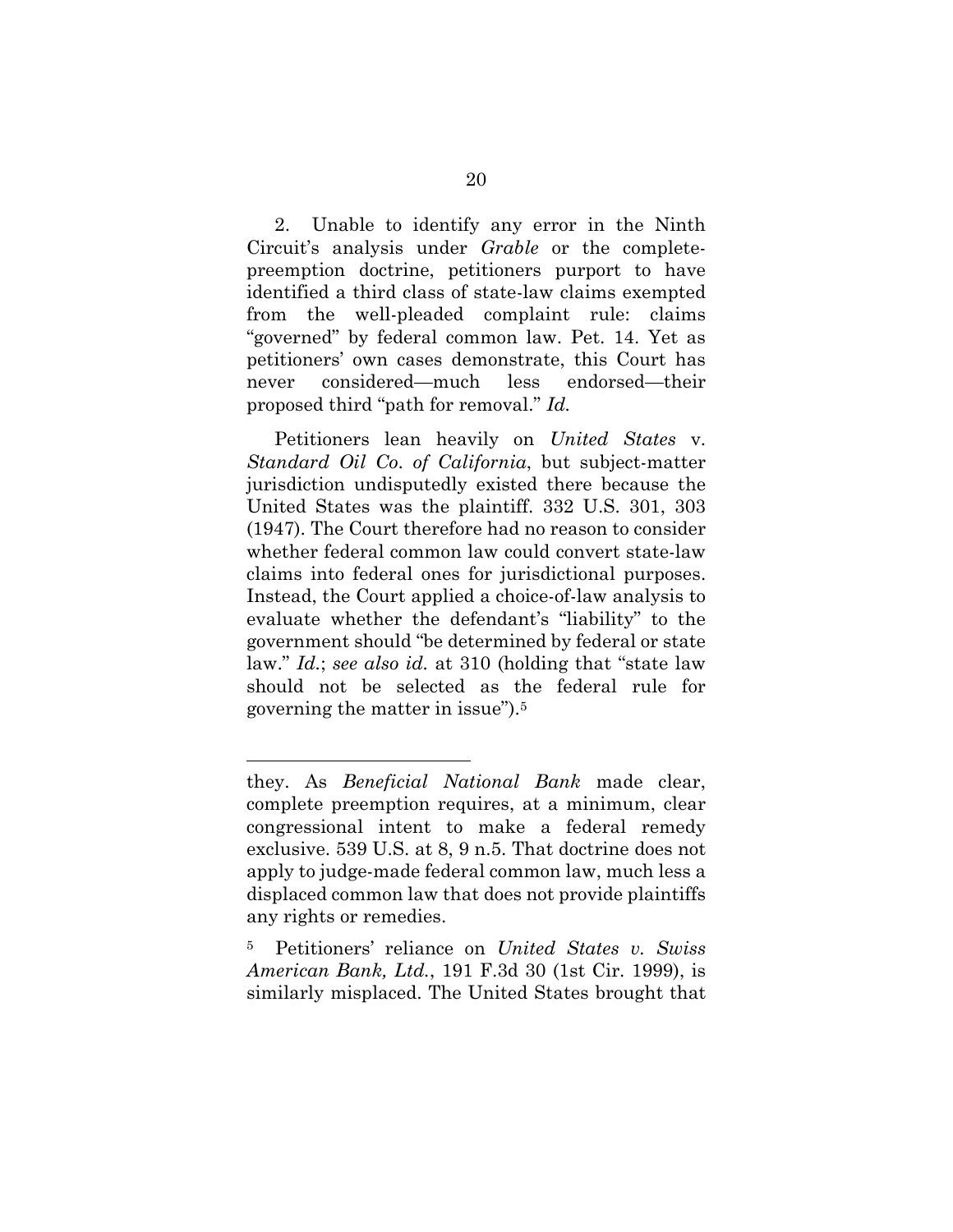2. Unable to identify any error in the Ninth Circuit's analysis under *Grable* or the complete-preemption doctrine, petitioners purport to have identified a third class of state-law claims exempted from the well-pleaded complaint rule: claims "governed" by federal common law. Pet. 14. Yet as petitioners' own cases demonstrate, this Court has never considered—much less endorsed—their proposed third "path for removal." *Id.*

Petitioners lean heavily on *United States* v. *Standard Oil Co. of California*, but subject-matter jurisdiction undisputedly existed there because the United States was the plaintiff. 332 U.S. 301, 303 (1947). The Court therefore had no reason to consider whether federal common law could convert state-law claims into federal ones for jurisdictional purposes. Instead, the Court applied a choice-of-law analysis to evaluate whether the defendant's "liability" to the government should "be determined by federal or state law." *Id.*; *see also id.* at 310 (holding that "state law should not be selected as the federal rule for governing the matter in issue").[5]

---

they. As *Beneficial National Bank* made clear, complete preemption requires, at a minimum, clear congressional intent to make a federal remedy exclusive. 539 U.S. at 8, 9 n.5. That doctrine does not apply to judge-made federal common law, much less a displaced common law that does not provide plaintiffs any rights or remedies.

[5] Petitioners' reliance on *United States v. Swiss American Bank, Ltd.*, 191 F.3d 30 (1st Cir. 1999), is similarly misplaced. The United States brought that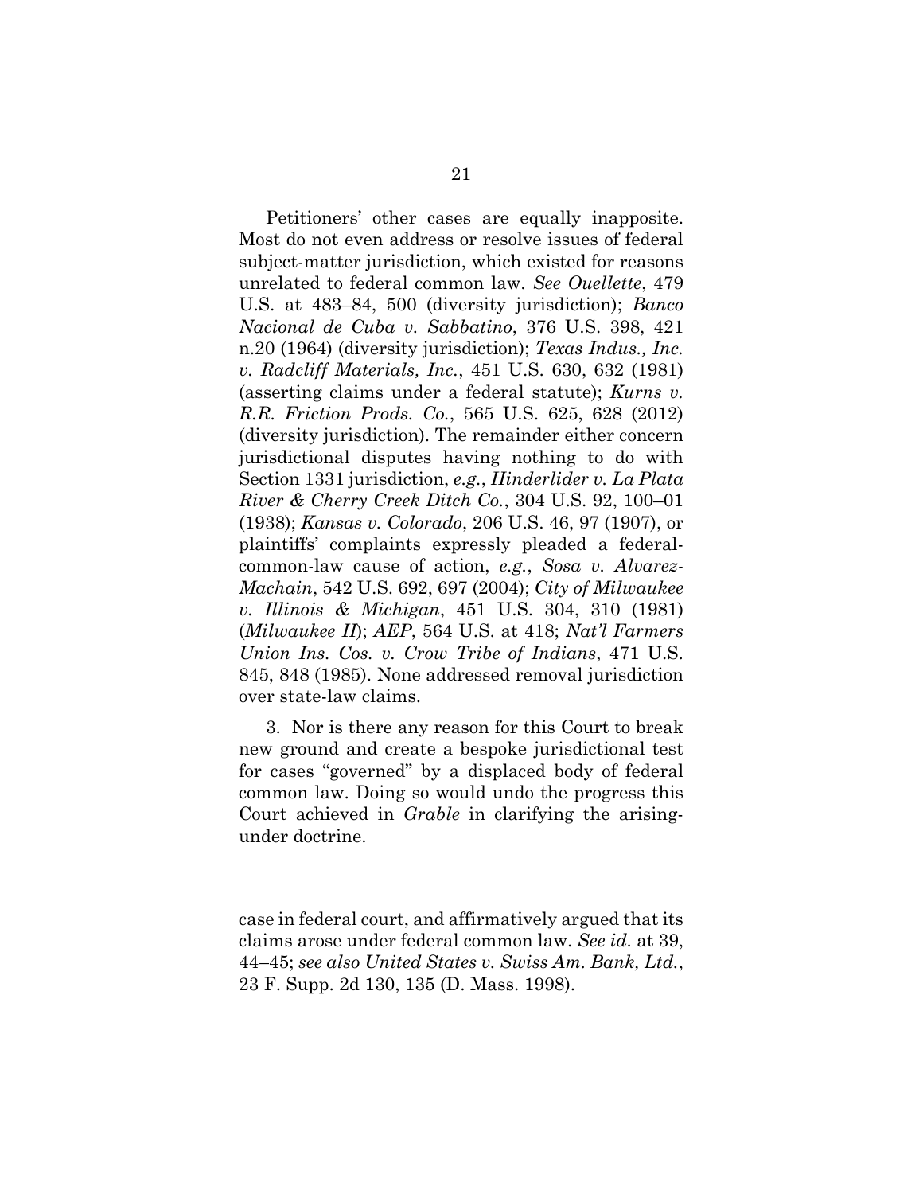Petitioners' other cases are equally inapposite. Most do not even address or resolve issues of federal subject-matter jurisdiction, which existed for reasons unrelated to federal common law. *See Ouellette*, 479 U.S. at 483–84, 500 (diversity jurisdiction); *Banco Nacional de Cuba v. Sabbatino*, 376 U.S. 398, 421 n.20 (1964) (diversity jurisdiction); *Texas Indus., Inc. v. Radcliff Materials, Inc.*, 451 U.S. 630, 632 (1981) (asserting claims under a federal statute); *Kurns v. R.R. Friction Prods. Co.*, 565 U.S. 625, 628 (2012) (diversity jurisdiction). The remainder either concern jurisdictional disputes having nothing to do with Section 1331 jurisdiction, *e.g.*, *Hinderlider v. La Plata River & Cherry Creek Ditch Co.*, 304 U.S. 92, 100–01 (1938); *Kansas v. Colorado*, 206 U.S. 46, 97 (1907), or plaintiffs' complaints expressly pleaded a federal-common-law cause of action, *e.g.*, *Sosa v. Alvarez-Machain*, 542 U.S. 692, 697 (2004); *City of Milwaukee v. Illinois & Michigan*, 451 U.S. 304, 310 (1981) (*Milwaukee II*); *AEP*, 564 U.S. at 418; *Nat'l Farmers Union Ins. Cos. v. Crow Tribe of Indians*, 471 U.S. 845, 848 (1985). None addressed removal jurisdiction over state-law claims.

3. Nor is there any reason for this Court to break new ground and create a bespoke jurisdictional test for cases "governed" by a displaced body of federal common law. Doing so would undo the progress this Court achieved in *Grable* in clarifying the arising-under doctrine.

---

case in federal court, and affirmatively argued that its claims arose under federal common law. *See id.* at 39, 44–45; *see also United States v. Swiss Am. Bank, Ltd.*, 23 F. Supp. 2d 130, 135 (D. Mass. 1998).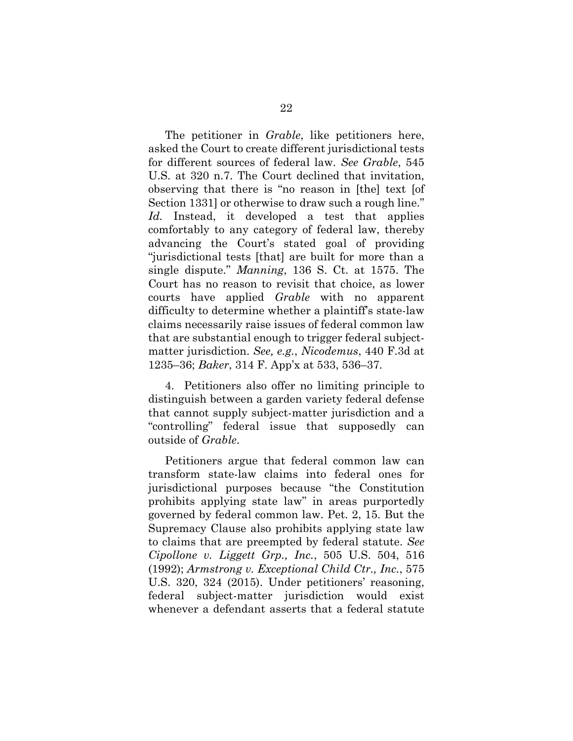The petitioner in *Grable*, like petitioners here, asked the Court to create different jurisdictional tests for different sources of federal law. *See Grable*, 545 U.S. at 320 n.7. The Court declined that invitation, observing that there is "no reason in [the] text [of Section 1331] or otherwise to draw such a rough line." *Id.* Instead, it developed a test that applies comfortably to any category of federal law, thereby advancing the Court's stated goal of providing "jurisdictional tests [that] are built for more than a single dispute." *Manning*, 136 S. Ct. at 1575. The Court has no reason to revisit that choice, as lower courts have applied *Grable* with no apparent difficulty to determine whether a plaintiff's state-law claims necessarily raise issues of federal common law that are substantial enough to trigger federal subject-matter jurisdiction. *See, e.g.*, *Nicodemus*, 440 F.3d at 1235–36; *Baker*, 314 F. App'x at 533, 536–37.

4. Petitioners also offer no limiting principle to distinguish between a garden variety federal defense that cannot supply subject-matter jurisdiction and a "controlling" federal issue that supposedly can outside of *Grable*.

Petitioners argue that federal common law can transform state-law claims into federal ones for jurisdictional purposes because "the Constitution prohibits applying state law" in areas purportedly governed by federal common law. Pet. 2, 15. But the Supremacy Clause also prohibits applying state law to claims that are preempted by federal statute. *See Cipollone v. Liggett Grp., Inc.*, 505 U.S. 504, 516 (1992); *Armstrong v. Exceptional Child Ctr., Inc.*, 575 U.S. 320, 324 (2015). Under petitioners' reasoning, federal subject-matter jurisdiction would exist whenever a defendant asserts that a federal statute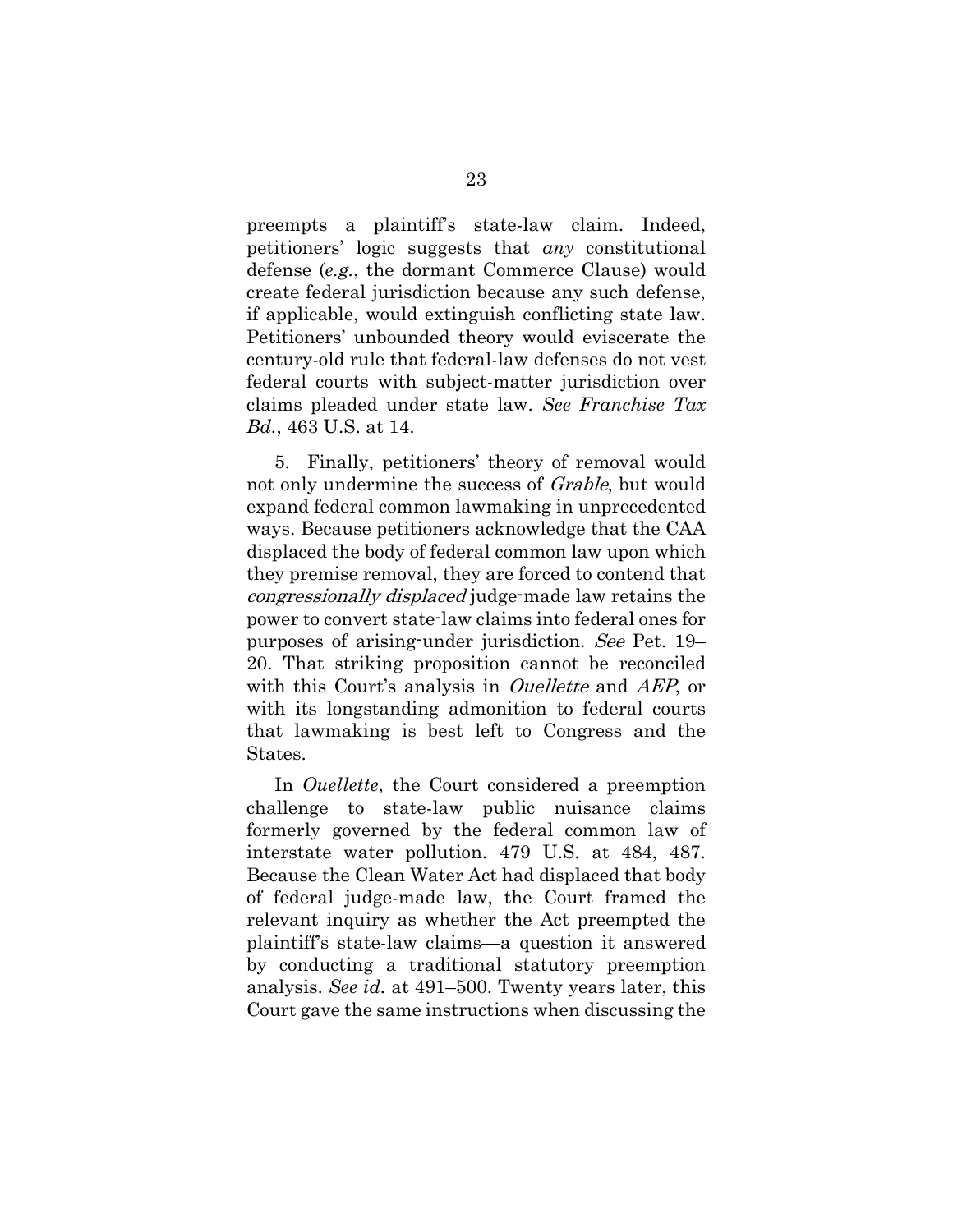preempts a plaintiff's state-law claim. Indeed, petitioners' logic suggests that *any* constitutional defense (*e.g.*, the dormant Commerce Clause) would create federal jurisdiction because any such defense, if applicable, would extinguish conflicting state law. Petitioners' unbounded theory would eviscerate the century-old rule that federal-law defenses do not vest federal courts with subject-matter jurisdiction over claims pleaded under state law. *See Franchise Tax Bd.*, 463 U.S. at 14.

5. Finally, petitioners' theory of removal would not only undermine the success of *Grable*, but would expand federal common lawmaking in unprecedented ways. Because petitioners acknowledge that the CAA displaced the body of federal common law upon which they premise removal, they are forced to contend that *congressionally displaced* judge-made law retains the power to convert state-law claims into federal ones for purposes of arising-under jurisdiction. *See* Pet. 19–20. That striking proposition cannot be reconciled with this Court's analysis in *Ouellette* and *AEP*, or with its longstanding admonition to federal courts that lawmaking is best left to Congress and the States.

In *Ouellette*, the Court considered a preemption challenge to state-law public nuisance claims formerly governed by the federal common law of interstate water pollution. 479 U.S. at 484, 487. Because the Clean Water Act had displaced that body of federal judge-made law, the Court framed the relevant inquiry as whether the Act preempted the plaintiff's state-law claims—a question it answered by conducting a traditional statutory preemption analysis. *See id.* at 491–500. Twenty years later, this Court gave the same instructions when discussing the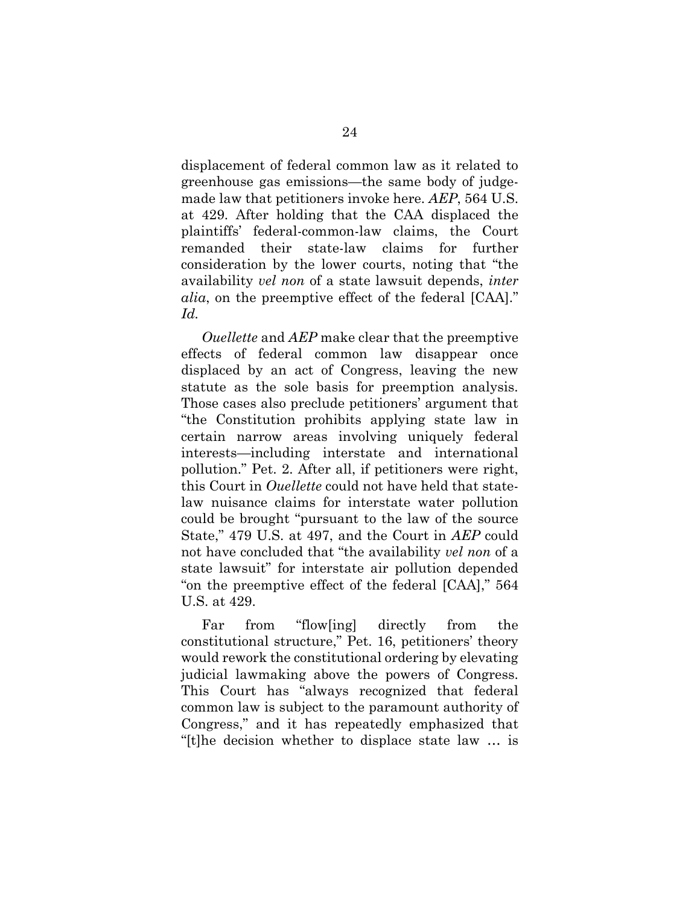displacement of federal common law as it related to greenhouse gas emissions—the same body of judge-made law that petitioners invoke here. *AEP*, 564 U.S. at 429. After holding that the CAA displaced the plaintiffs' federal-common-law claims, the Court remanded their state-law claims for further consideration by the lower courts, noting that "the availability *vel non* of a state lawsuit depends, *inter alia*, on the preemptive effect of the federal [CAA]." *Id.*

*Ouellette* and *AEP* make clear that the preemptive effects of federal common law disappear once displaced by an act of Congress, leaving the new statute as the sole basis for preemption analysis. Those cases also preclude petitioners' argument that "the Constitution prohibits applying state law in certain narrow areas involving uniquely federal interests—including interstate and international pollution." Pet. 2. After all, if petitioners were right, this Court in *Ouellette* could not have held that state-law nuisance claims for interstate water pollution could be brought "pursuant to the law of the source State," 479 U.S. at 497, and the Court in *AEP* could not have concluded that "the availability *vel non* of a state lawsuit" for interstate air pollution depended "on the preemptive effect of the federal [CAA]," 564 U.S. at 429.

Far from "flow[ing] directly from the constitutional structure," Pet. 16, petitioners' theory would rework the constitutional ordering by elevating judicial lawmaking above the powers of Congress. This Court has "always recognized that federal common law is subject to the paramount authority of Congress," and it has repeatedly emphasized that "[t]he decision whether to displace state law … is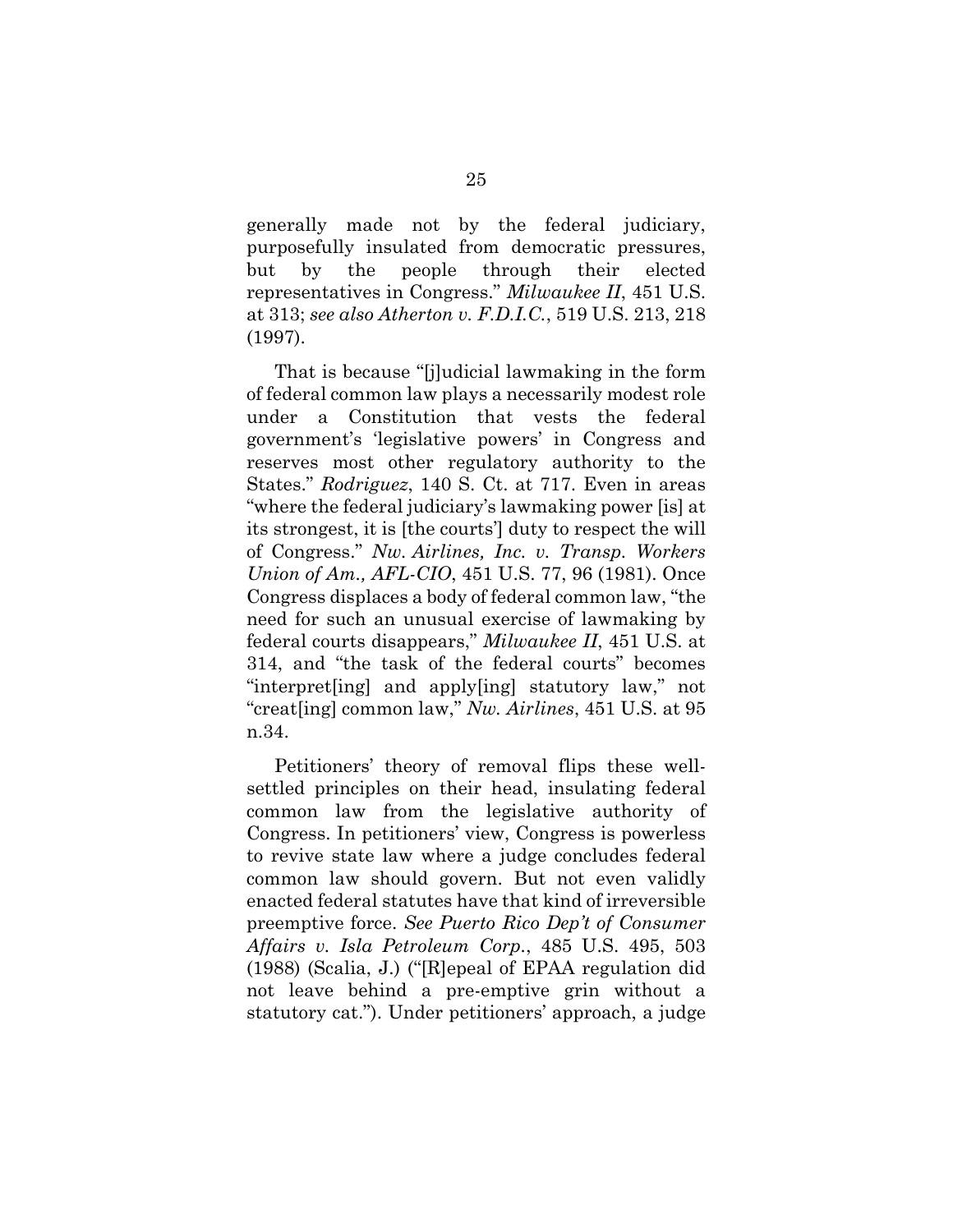generally made not by the federal judiciary, purposefully insulated from democratic pressures, but by the people through their elected representatives in Congress." *Milwaukee II*, 451 U.S. at 313; *see also Atherton v. F.D.I.C.*, 519 U.S. 213, 218 (1997).

That is because "[j]udicial lawmaking in the form of federal common law plays a necessarily modest role under a Constitution that vests the federal government's 'legislative powers' in Congress and reserves most other regulatory authority to the States." *Rodriguez*, 140 S. Ct. at 717. Even in areas "where the federal judiciary's lawmaking power [is] at its strongest, it is [the courts'] duty to respect the will of Congress." *Nw. Airlines, Inc. v. Transp. Workers Union of Am., AFL-CIO*, 451 U.S. 77, 96 (1981). Once Congress displaces a body of federal common law, "the need for such an unusual exercise of lawmaking by federal courts disappears," *Milwaukee II*, 451 U.S. at 314, and "the task of the federal courts" becomes "interpret[ing] and apply[ing] statutory law," not "creat[ing] common law," *Nw. Airlines*, 451 U.S. at 95 n.34.

Petitioners' theory of removal flips these well-settled principles on their head, insulating federal common law from the legislative authority of Congress. In petitioners' view, Congress is powerless to revive state law where a judge concludes federal common law should govern. But not even validly enacted federal statutes have that kind of irreversible preemptive force. *See Puerto Rico Dep't of Consumer Affairs v. Isla Petroleum Corp.*, 485 U.S. 495, 503 (1988) (Scalia, J.) ("[R]epeal of EPAA regulation did not leave behind a pre-emptive grin without a statutory cat."). Under petitioners' approach, a judge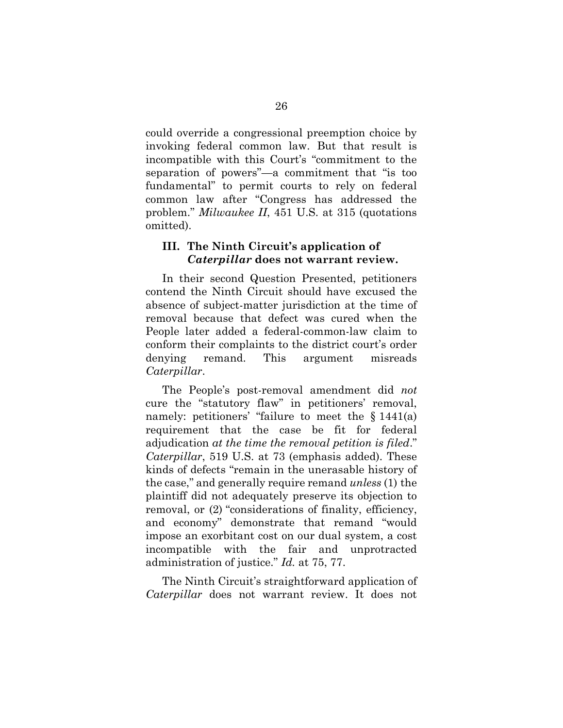could override a congressional preemption choice by invoking federal common law. But that result is incompatible with this Court's "commitment to the separation of powers"—a commitment that "is too fundamental" to permit courts to rely on federal common law after "Congress has addressed the problem." *Milwaukee II*, 451 U.S. at 315 (quotations omitted).

### III. The Ninth Circuit's application of *Caterpillar* does not warrant review.

In their second Question Presented, petitioners contend the Ninth Circuit should have excused the absence of subject-matter jurisdiction at the time of removal because that defect was cured when the People later added a federal-common-law claim to conform their complaints to the district court's order denying remand. This argument misreads *Caterpillar*.

The People's post-removal amendment did *not* cure the "statutory flaw" in petitioners' removal, namely: petitioners' "failure to meet the § 1441(a) requirement that the case be fit for federal adjudication *at the time the removal petition is filed*." *Caterpillar*, 519 U.S. at 73 (emphasis added). These kinds of defects "remain in the unerasable history of the case," and generally require remand *unless* (1) the plaintiff did not adequately preserve its objection to removal, or (2) "considerations of finality, efficiency, and economy" demonstrate that remand "would impose an exorbitant cost on our dual system, a cost incompatible with the fair and unprotracted administration of justice." *Id.* at 75, 77.

The Ninth Circuit's straightforward application of *Caterpillar* does not warrant review. It does not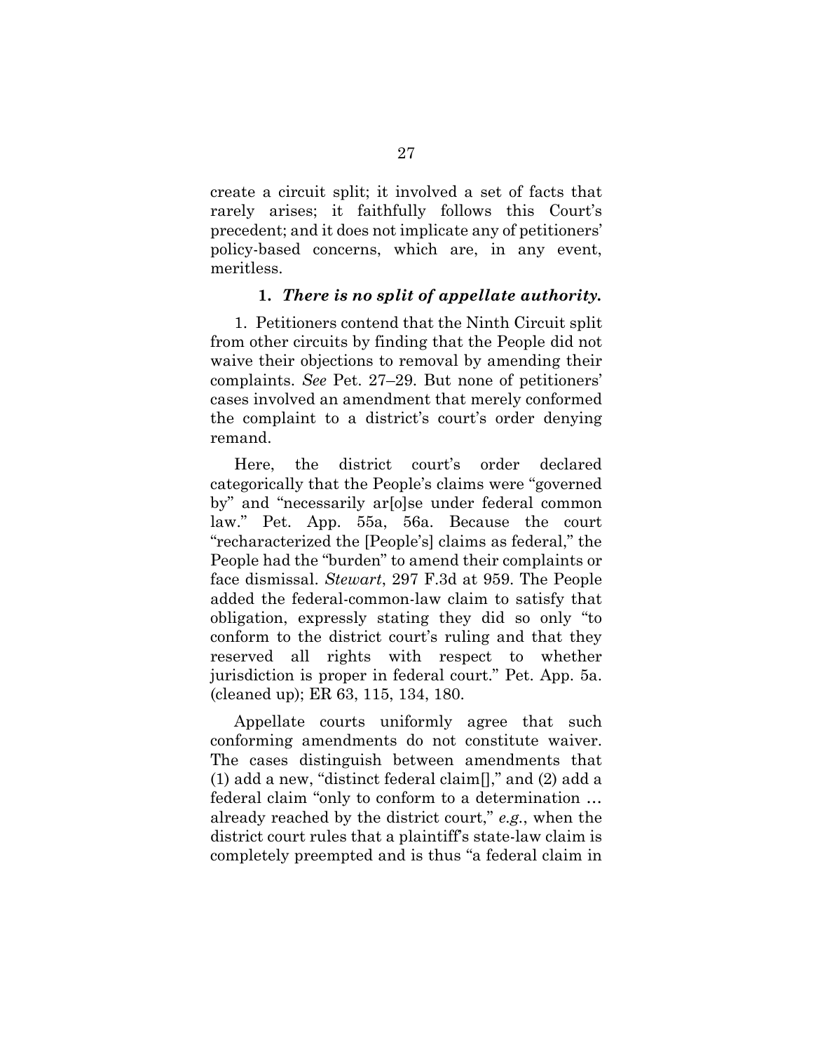create a circuit split; it involved a set of facts that rarely arises; it faithfully follows this Court's precedent; and it does not implicate any of petitioners' policy-based concerns, which are, in any event, meritless.

### 1. *There is no split of appellate authority.*

1. Petitioners contend that the Ninth Circuit split from other circuits by finding that the People did not waive their objections to removal by amending their complaints. *See* Pet. 27–29. But none of petitioners' cases involved an amendment that merely conformed the complaint to a district's court's order denying remand.

Here, the district court's order declared categorically that the People's claims were "governed by" and "necessarily ar[o]se under federal common law." Pet. App. 55a, 56a. Because the court "recharacterized the [People's] claims as federal," the People had the "burden" to amend their complaints or face dismissal. *Stewart*, 297 F.3d at 959. The People added the federal-common-law claim to satisfy that obligation, expressly stating they did so only "to conform to the district court's ruling and that they reserved all rights with respect to whether jurisdiction is proper in federal court." Pet. App. 5a. (cleaned up); ER 63, 115, 134, 180.

Appellate courts uniformly agree that such conforming amendments do not constitute waiver. The cases distinguish between amendments that (1) add a new, "distinct federal claim[]," and (2) add a federal claim "only to conform to a determination … already reached by the district court," *e.g.*, when the district court rules that a plaintiff's state-law claim is completely preempted and is thus "a federal claim in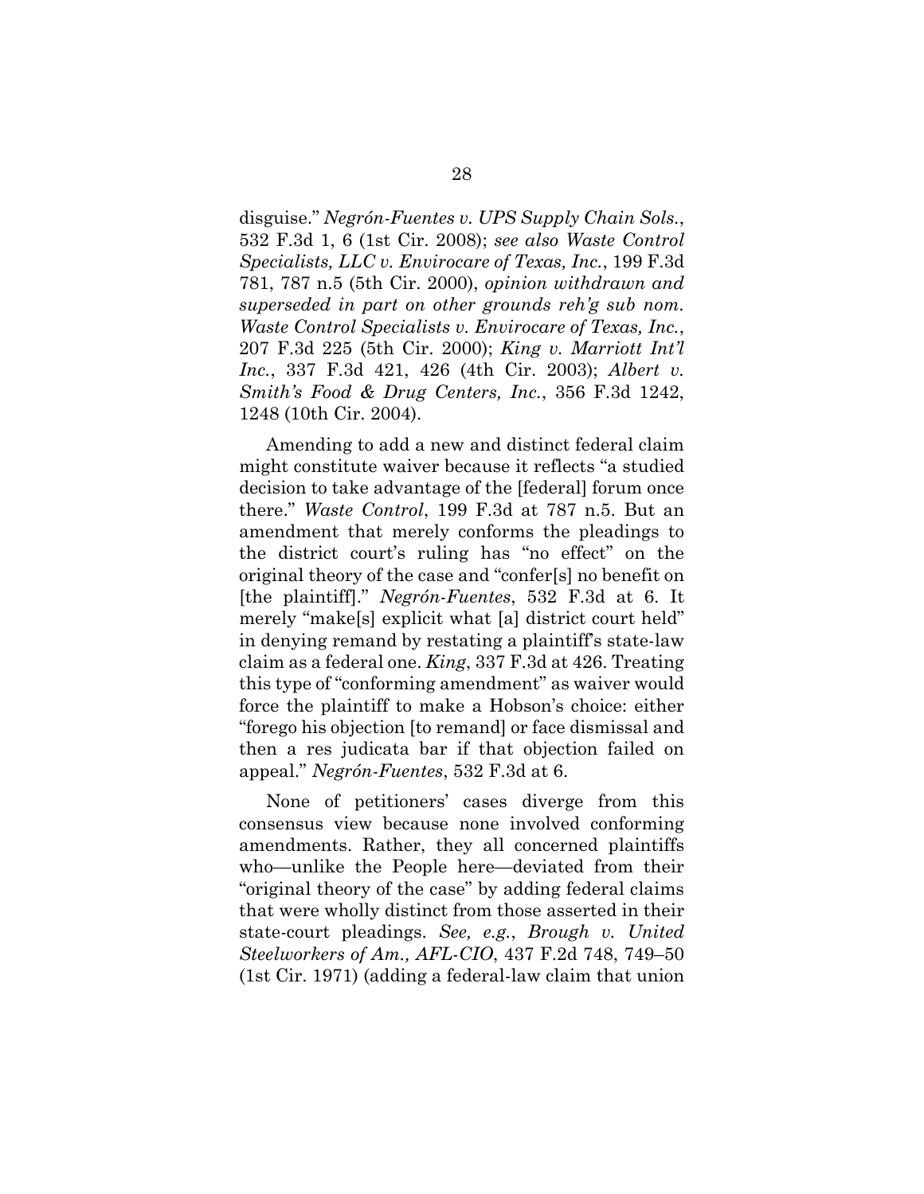disguise." *Negrón-Fuentes v. UPS Supply Chain Sols.*, 532 F.3d 1, 6 (1st Cir. 2008); *see also Waste Control Specialists, LLC v. Envirocare of Texas, Inc.*, 199 F.3d 781, 787 n.5 (5th Cir. 2000), *opinion withdrawn and superseded in part on other grounds reh'g sub nom. Waste Control Specialists v. Envirocare of Texas, Inc.*, 207 F.3d 225 (5th Cir. 2000); *King v. Marriott Int'l Inc.*, 337 F.3d 421, 426 (4th Cir. 2003); *Albert v. Smith's Food & Drug Centers, Inc.*, 356 F.3d 1242, 1248 (10th Cir. 2004).

Amending to add a new and distinct federal claim might constitute waiver because it reflects "a studied decision to take advantage of the [federal] forum once there." *Waste Control*, 199 F.3d at 787 n.5. But an amendment that merely conforms the pleadings to the district court's ruling has "no effect" on the original theory of the case and "confer[s] no benefit on [the plaintiff]." *Negrón-Fuentes*, 532 F.3d at 6. It merely "make[s] explicit what [a] district court held" in denying remand by restating a plaintiff's state-law claim as a federal one. *King*, 337 F.3d at 426. Treating this type of "conforming amendment" as waiver would force the plaintiff to make a Hobson's choice: either "forego his objection [to remand] or face dismissal and then a res judicata bar if that objection failed on appeal." *Negrón-Fuentes*, 532 F.3d at 6.

None of petitioners' cases diverge from this consensus view because none involved conforming amendments. Rather, they all concerned plaintiffs who—unlike the People here—deviated from their "original theory of the case" by adding federal claims that were wholly distinct from those asserted in their state-court pleadings. *See, e.g.*, *Brough v. United Steelworkers of Am., AFL-CIO*, 437 F.2d 748, 749–50 (1st Cir. 1971) (adding a federal-law claim that union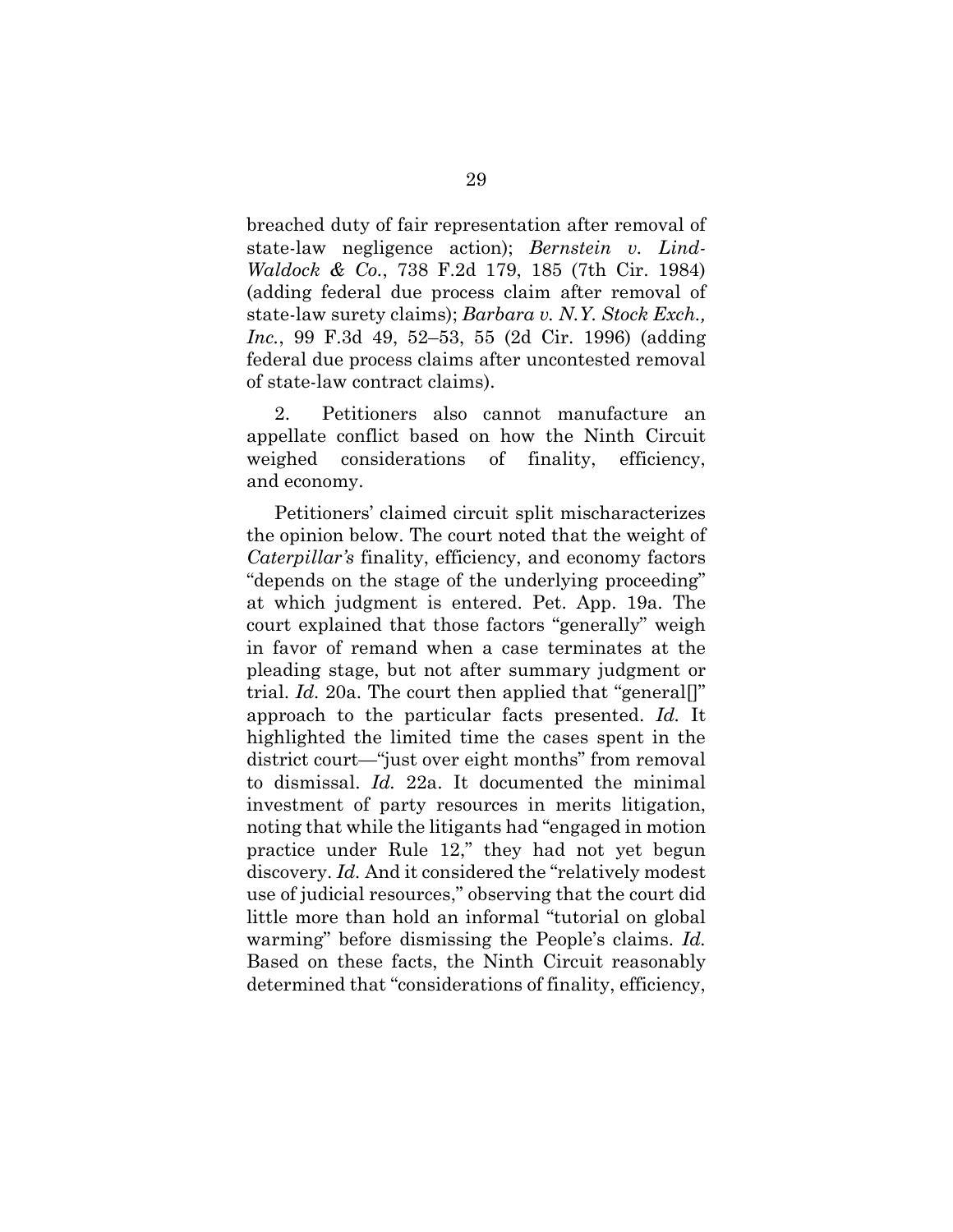breached duty of fair representation after removal of state-law negligence action); *Bernstein v. Lind-Waldock & Co.*, 738 F.2d 179, 185 (7th Cir. 1984) (adding federal due process claim after removal of state-law surety claims); *Barbara v. N.Y. Stock Exch., Inc.*, 99 F.3d 49, 52–53, 55 (2d Cir. 1996) (adding federal due process claims after uncontested removal of state-law contract claims).

2. Petitioners also cannot manufacture an appellate conflict based on how the Ninth Circuit weighed considerations of finality, efficiency, and economy.

Petitioners' claimed circuit split mischaracterizes the opinion below. The court noted that the weight of *Caterpillar's* finality, efficiency, and economy factors "depends on the stage of the underlying proceeding" at which judgment is entered. Pet. App. 19a. The court explained that those factors "generally" weigh in favor of remand when a case terminates at the pleading stage, but not after summary judgment or trial. *Id.* 20a. The court then applied that "general[]" approach to the particular facts presented. *Id.* It highlighted the limited time the cases spent in the district court—"just over eight months" from removal to dismissal. *Id.* 22a. It documented the minimal investment of party resources in merits litigation, noting that while the litigants had "engaged in motion practice under Rule 12," they had not yet begun discovery. *Id.* And it considered the "relatively modest use of judicial resources," observing that the court did little more than hold an informal "tutorial on global warming" before dismissing the People's claims. *Id.* Based on these facts, the Ninth Circuit reasonably determined that "considerations of finality, efficiency,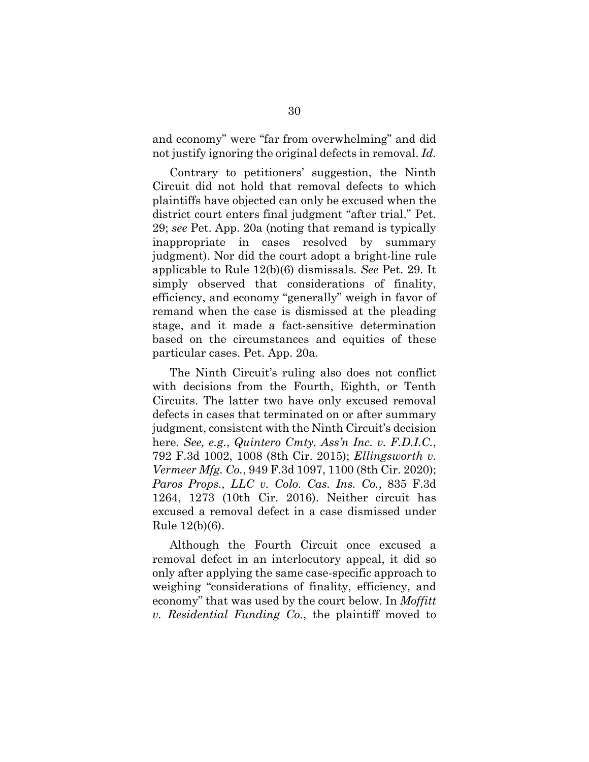and economy" were "far from overwhelming" and did not justify ignoring the original defects in removal. *Id.*

Contrary to petitioners' suggestion, the Ninth Circuit did not hold that removal defects to which plaintiffs have objected can only be excused when the district court enters final judgment "after trial." Pet. 29; *see* Pet. App. 20a (noting that remand is typically inappropriate in cases resolved by summary judgment). Nor did the court adopt a bright-line rule applicable to Rule 12(b)(6) dismissals. *See* Pet. 29. It simply observed that considerations of finality, efficiency, and economy "generally" weigh in favor of remand when the case is dismissed at the pleading stage, and it made a fact-sensitive determination based on the circumstances and equities of these particular cases. Pet. App. 20a.

The Ninth Circuit's ruling also does not conflict with decisions from the Fourth, Eighth, or Tenth Circuits. The latter two have only excused removal defects in cases that terminated on or after summary judgment, consistent with the Ninth Circuit's decision here. *See, e.g.*, *Quintero Cmty. Ass'n Inc. v. F.D.I.C.*, 792 F.3d 1002, 1008 (8th Cir. 2015); *Ellingsworth v. Vermeer Mfg. Co.*, 949 F.3d 1097, 1100 (8th Cir. 2020); *Paros Props., LLC v. Colo. Cas. Ins. Co.*, 835 F.3d 1264, 1273 (10th Cir. 2016). Neither circuit has excused a removal defect in a case dismissed under Rule 12(b)(6).

Although the Fourth Circuit once excused a removal defect in an interlocutory appeal, it did so only after applying the same case-specific approach to weighing "considerations of finality, efficiency, and economy" that was used by the court below. In *Moffitt v. Residential Funding Co.*, the plaintiff moved to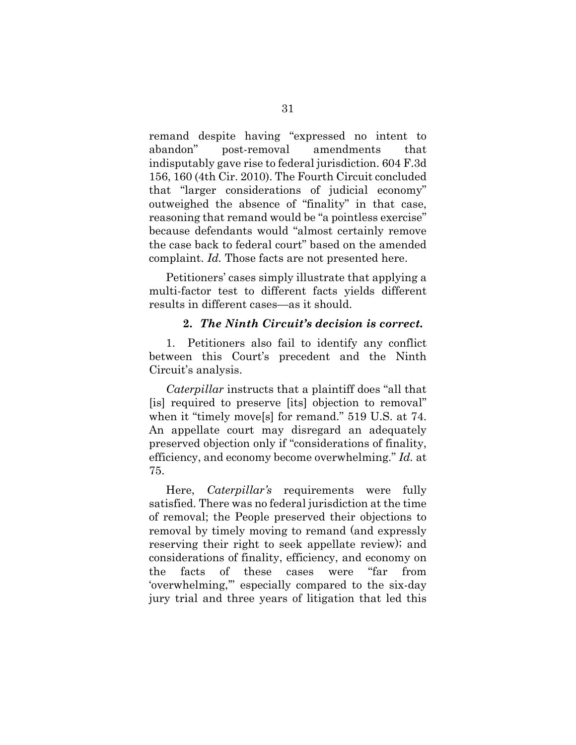remand despite having "expressed no intent to abandon" post-removal amendments that indisputably gave rise to federal jurisdiction. 604 F.3d 156, 160 (4th Cir. 2010). The Fourth Circuit concluded that "larger considerations of judicial economy" outweighed the absence of "finality" in that case, reasoning that remand would be "a pointless exercise" because defendants would "almost certainly remove the case back to federal court" based on the amended complaint. *Id.* Those facts are not presented here.

Petitioners' cases simply illustrate that applying a multi-factor test to different facts yields different results in different cases—as it should.

### 2. *The Ninth Circuit's decision is correct.*

1. Petitioners also fail to identify any conflict between this Court's precedent and the Ninth Circuit's analysis.

*Caterpillar* instructs that a plaintiff does "all that [is] required to preserve [its] objection to removal" when it "timely move[s] for remand." 519 U.S. at 74. An appellate court may disregard an adequately preserved objection only if "considerations of finality, efficiency, and economy become overwhelming." *Id.* at 75.

Here, *Caterpillar's* requirements were fully satisfied. There was no federal jurisdiction at the time of removal; the People preserved their objections to removal by timely moving to remand (and expressly reserving their right to seek appellate review); and considerations of finality, efficiency, and economy on the facts of these cases were "far from 'overwhelming,'" especially compared to the six-day jury trial and three years of litigation that led this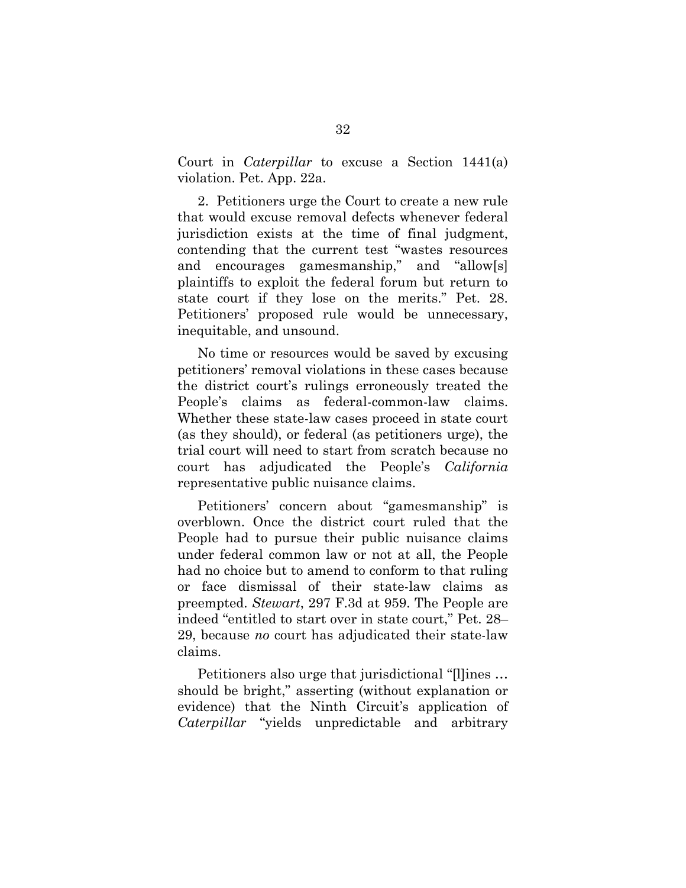Court in *Caterpillar* to excuse a Section 1441(a) violation. Pet. App. 22a.

2. Petitioners urge the Court to create a new rule that would excuse removal defects whenever federal jurisdiction exists at the time of final judgment, contending that the current test "wastes resources and encourages gamesmanship," and "allow[s] plaintiffs to exploit the federal forum but return to state court if they lose on the merits." Pet. 28. Petitioners' proposed rule would be unnecessary, inequitable, and unsound.

No time or resources would be saved by excusing petitioners' removal violations in these cases because the district court's rulings erroneously treated the People's claims as federal-common-law claims. Whether these state-law cases proceed in state court (as they should), or federal (as petitioners urge), the trial court will need to start from scratch because no court has adjudicated the People's *California* representative public nuisance claims.

Petitioners' concern about "gamesmanship" is overblown. Once the district court ruled that the People had to pursue their public nuisance claims under federal common law or not at all, the People had no choice but to amend to conform to that ruling or face dismissal of their state-law claims as preempted. *Stewart*, 297 F.3d at 959. The People are indeed "entitled to start over in state court," Pet. 28–29, because *no* court has adjudicated their state-law claims.

Petitioners also urge that jurisdictional "[l]ines … should be bright," asserting (without explanation or evidence) that the Ninth Circuit's application of *Caterpillar* "yields unpredictable and arbitrary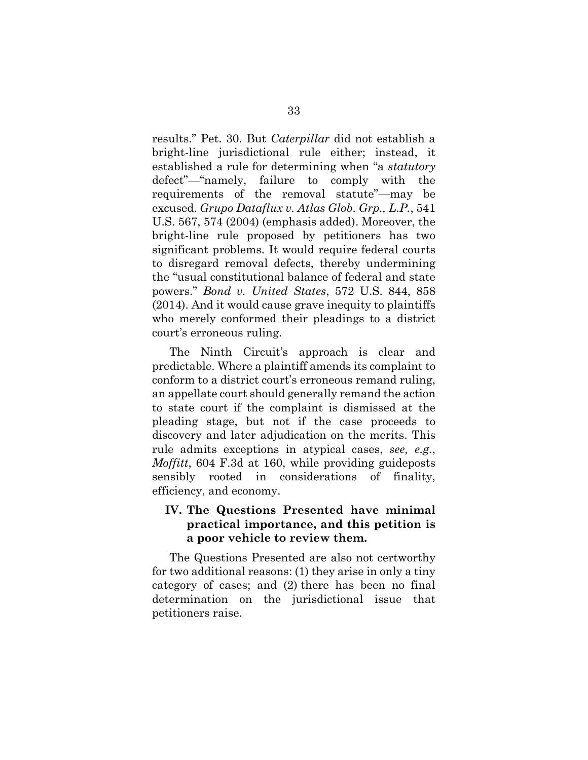results." Pet. 30. But *Caterpillar* did not establish a bright-line jurisdictional rule either; instead, it established a rule for determining when "a *statutory* defect"—"namely, failure to comply with the requirements of the removal statute"—may be excused. *Grupo Dataflux v. Atlas Glob. Grp., L.P.*, 541 U.S. 567, 574 (2004) (emphasis added). Moreover, the bright-line rule proposed by petitioners has two significant problems. It would require federal courts to disregard removal defects, thereby undermining the "usual constitutional balance of federal and state powers." *Bond v. United States*, 572 U.S. 844, 858 (2014). And it would cause grave inequity to plaintiffs who merely conformed their pleadings to a district court's erroneous ruling.

The Ninth Circuit's approach is clear and predictable. Where a plaintiff amends its complaint to conform to a district court's erroneous remand ruling, an appellate court should generally remand the action to state court if the complaint is dismissed at the pleading stage, but not if the case proceeds to discovery and later adjudication on the merits. This rule admits exceptions in atypical cases, *see, e.g.*, *Moffitt*, 604 F.3d at 160, while providing guideposts sensibly rooted in considerations of finality, efficiency, and economy.

## IV. The Questions Presented have minimal practical importance, and this petition is a poor vehicle to review them.

The Questions Presented are also not certworthy for two additional reasons: (1) they arise in only a tiny category of cases; and (2) there has been no final determination on the jurisdictional issue that petitioners raise.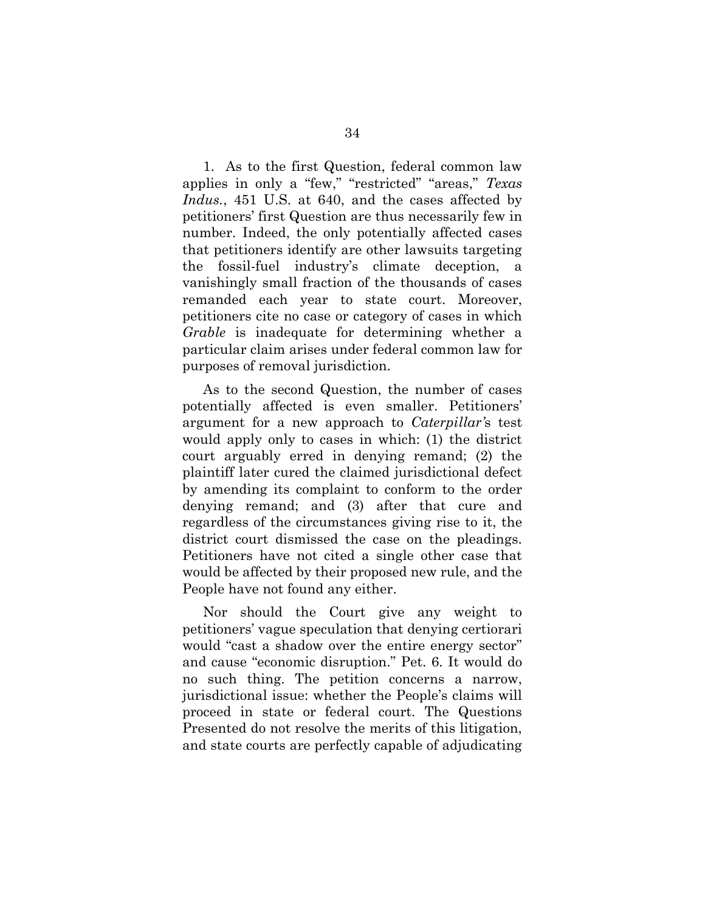1. As to the first Question, federal common law applies in only a "few," "restricted" "areas," *Texas Indus.*, 451 U.S. at 640, and the cases affected by petitioners' first Question are thus necessarily few in number. Indeed, the only potentially affected cases that petitioners identify are other lawsuits targeting the fossil-fuel industry's climate deception, a vanishingly small fraction of the thousands of cases remanded each year to state court. Moreover, petitioners cite no case or category of cases in which *Grable* is inadequate for determining whether a particular claim arises under federal common law for purposes of removal jurisdiction.

As to the second Question, the number of cases potentially affected is even smaller. Petitioners' argument for a new approach to *Caterpillar'*s test would apply only to cases in which: (1) the district court arguably erred in denying remand; (2) the plaintiff later cured the claimed jurisdictional defect by amending its complaint to conform to the order denying remand; and (3) after that cure and regardless of the circumstances giving rise to it, the district court dismissed the case on the pleadings. Petitioners have not cited a single other case that would be affected by their proposed new rule, and the People have not found any either.

Nor should the Court give any weight to petitioners' vague speculation that denying certiorari would "cast a shadow over the entire energy sector" and cause "economic disruption." Pet. 6. It would do no such thing. The petition concerns a narrow, jurisdictional issue: whether the People's claims will proceed in state or federal court. The Questions Presented do not resolve the merits of this litigation, and state courts are perfectly capable of adjudicating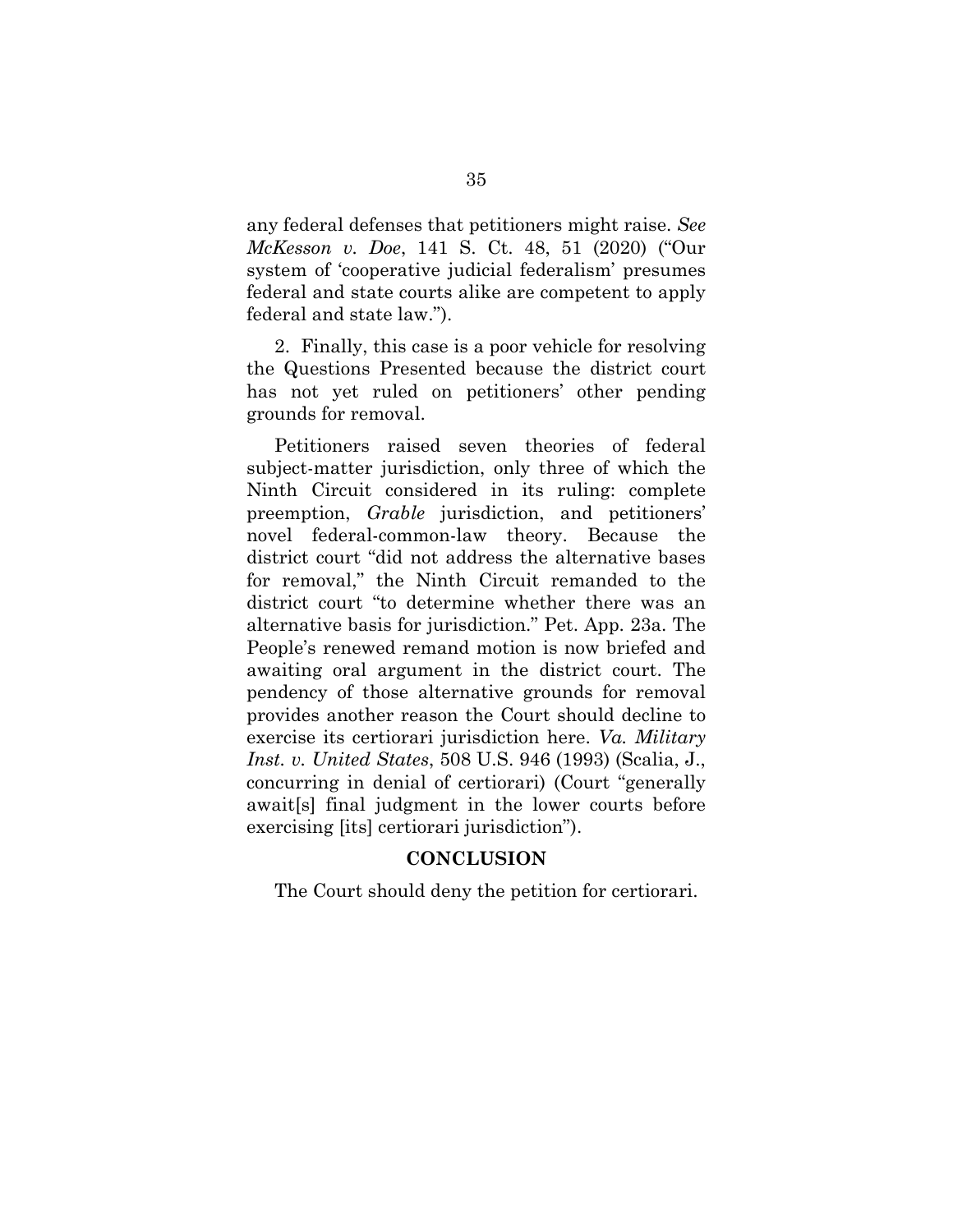any federal defenses that petitioners might raise. *See McKesson v. Doe*, 141 S. Ct. 48, 51 (2020) ("Our system of 'cooperative judicial federalism' presumes federal and state courts alike are competent to apply federal and state law.").

2. Finally, this case is a poor vehicle for resolving the Questions Presented because the district court has not yet ruled on petitioners' other pending grounds for removal.

Petitioners raised seven theories of federal subject-matter jurisdiction, only three of which the Ninth Circuit considered in its ruling: complete preemption, *Grable* jurisdiction, and petitioners' novel federal-common-law theory. Because the district court "did not address the alternative bases for removal," the Ninth Circuit remanded to the district court "to determine whether there was an alternative basis for jurisdiction." Pet. App. 23a. The People's renewed remand motion is now briefed and awaiting oral argument in the district court. The pendency of those alternative grounds for removal provides another reason the Court should decline to exercise its certiorari jurisdiction here. *Va. Military Inst. v. United States*, 508 U.S. 946 (1993) (Scalia, J., concurring in denial of certiorari) (Court "generally await[s] final judgment in the lower courts before exercising [its] certiorari jurisdiction").

## CONCLUSION

The Court should deny the petition for certiorari.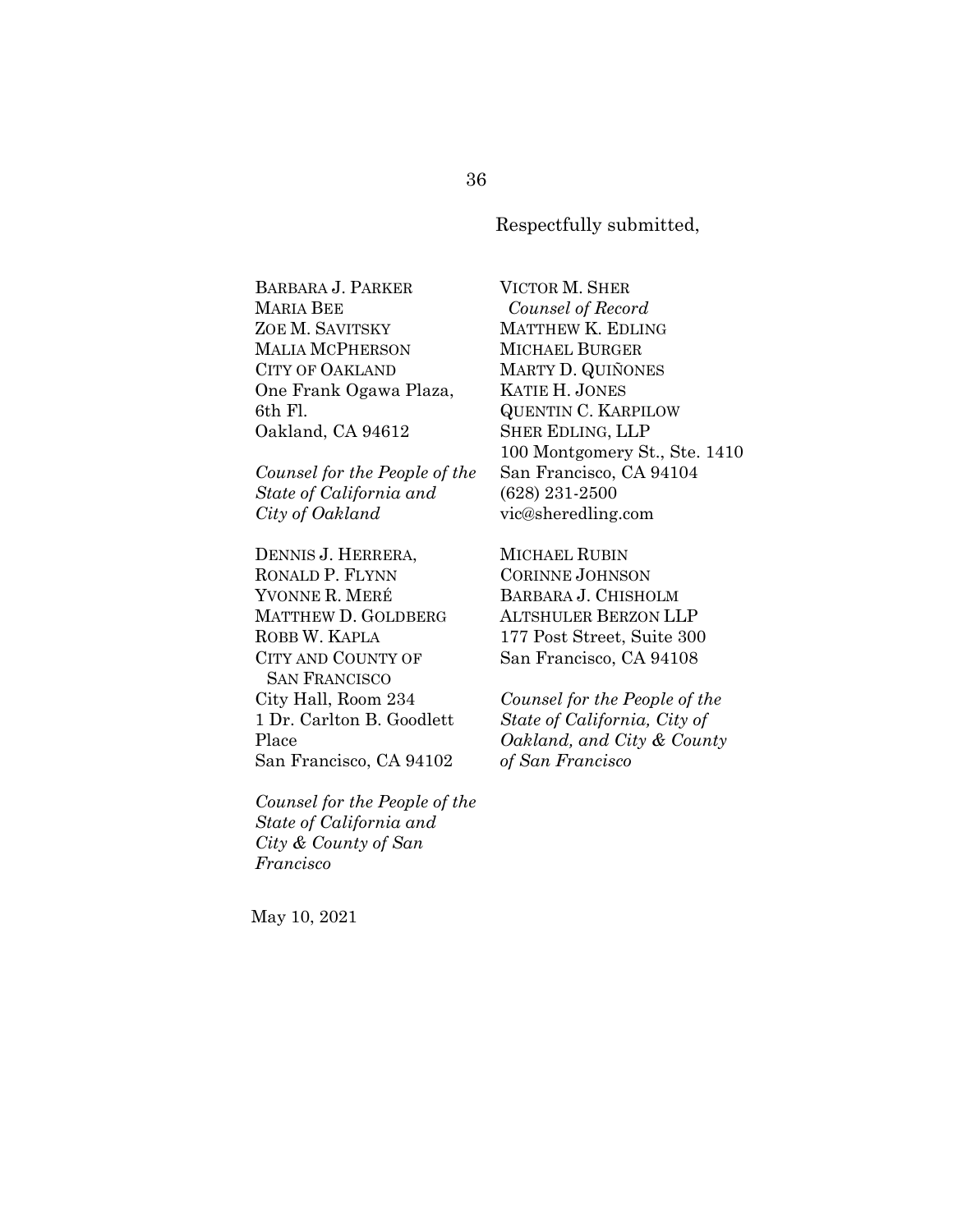Respectfully submitted,

BARBARA J. PARKER
MARIA BEE
ZOE M. SAVITSKY
MALIA MCPHERSON
CITY OF OAKLAND
One Frank Ogawa Plaza,
6th Fl.
Oakland, CA 94612

*Counsel for the People of the State of California and City of Oakland*

DENNIS J. HERRERA,
RONALD P. FLYNN
YVONNE R. MERÉ
MATTHEW D. GOLDBERG
ROBB W. KAPLA
CITY AND COUNTY OF SAN FRANCISCO
City Hall, Room 234
1 Dr. Carlton B. Goodlett Place
San Francisco, CA 94102

*Counsel for the People of the State of California and City & County of San Francisco*

VICTOR M. SHER
*Counsel of Record*
MATTHEW K. EDLING
MICHAEL BURGER
MARTY D. QUIÑONES
KATIE H. JONES
QUENTIN C. KARPILOW
SHER EDLING, LLP
100 Montgomery St., Ste. 1410
San Francisco, CA 94104
(628) 231-2500
vic@sheredling.com

MICHAEL RUBIN
CORINNE JOHNSON
BARBARA J. CHISHOLM
ALTSHULER BERZON LLP
177 Post Street, Suite 300
San Francisco, CA 94108

*Counsel for the People of the State of California, City of Oakland, and City & County of San Francisco*

May 10, 2021